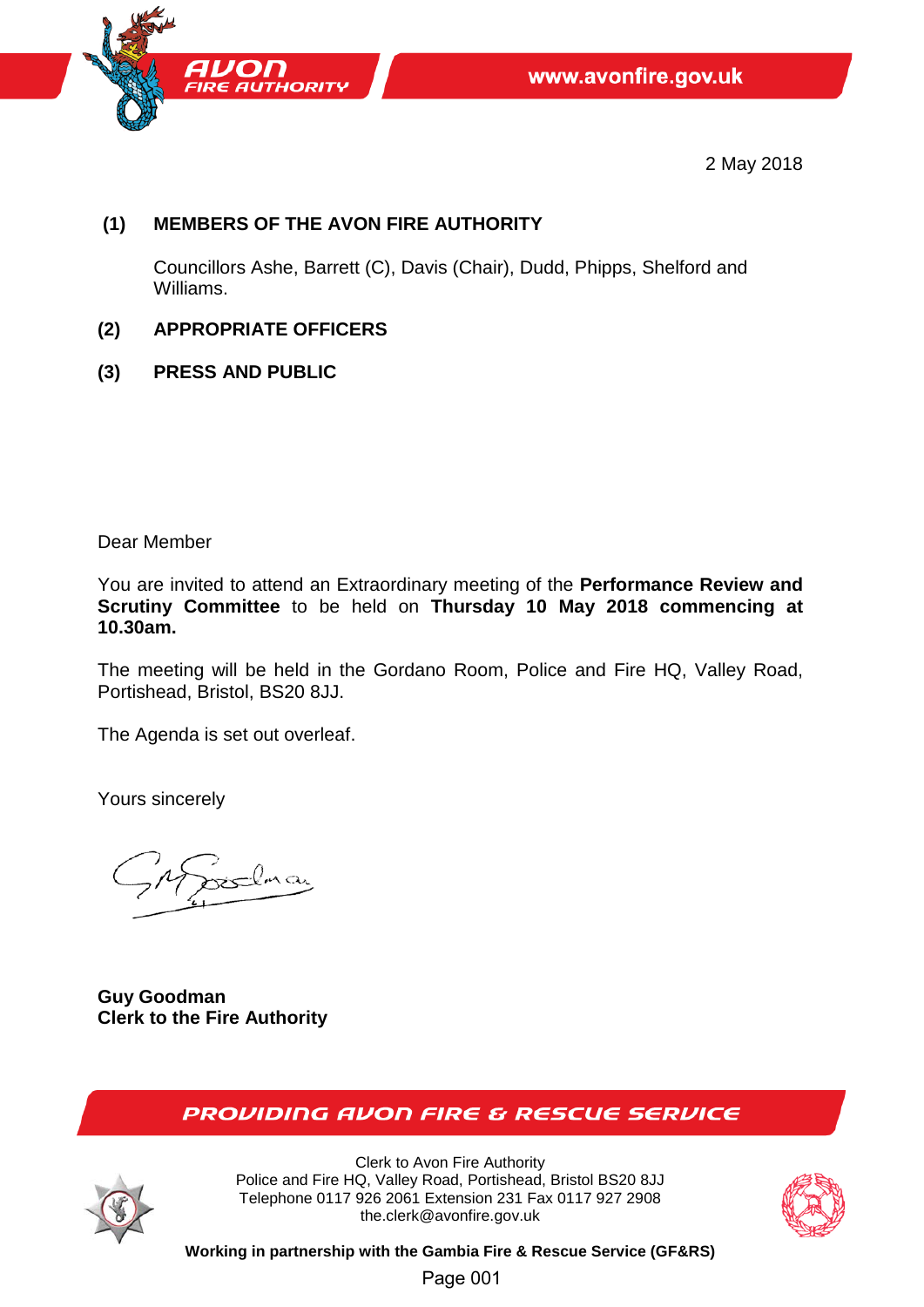AVON FIRE AUTHORITY

www.avonfire.gov.uk

2 May 2018

**(1) MEMBERS OF THE AVON FIRE AUTHORITY**

Councillors Ashe, Barrett (C), Davis (Chair), Dudd, Phipps, Shelford and Williams.

**(2) APPROPRIATE OFFICERS**

**(3) PRESS AND PUBLIC**

Dear Member

You are invited to attend an Extraordinary meeting of the **Performance Review and Scrutiny Committee** to be held on **Thursday 10 May 2018 commencing at 10.30am.**

The meeting will be held in the Gordano Room, Police and Fire HQ, Valley Road, Portishead, Bristol, BS20 8JJ.

The Agenda is set out overleaf.

Yours sincerely

**Guy Goodman**
**Clerk to the Fire Authority**

PROVIDING AVON FIRE & RESCUE SERVICE

Clerk to Avon Fire Authority
Police and Fire HQ, Valley Road, Portishead, Bristol BS20 8JJ
Telephone 0117 926 2061 Extension 231 Fax 0117 927 2908
the.clerk@avonfire.gov.uk

**Working in partnership with the Gambia Fire & Rescue Service (GF&RS)**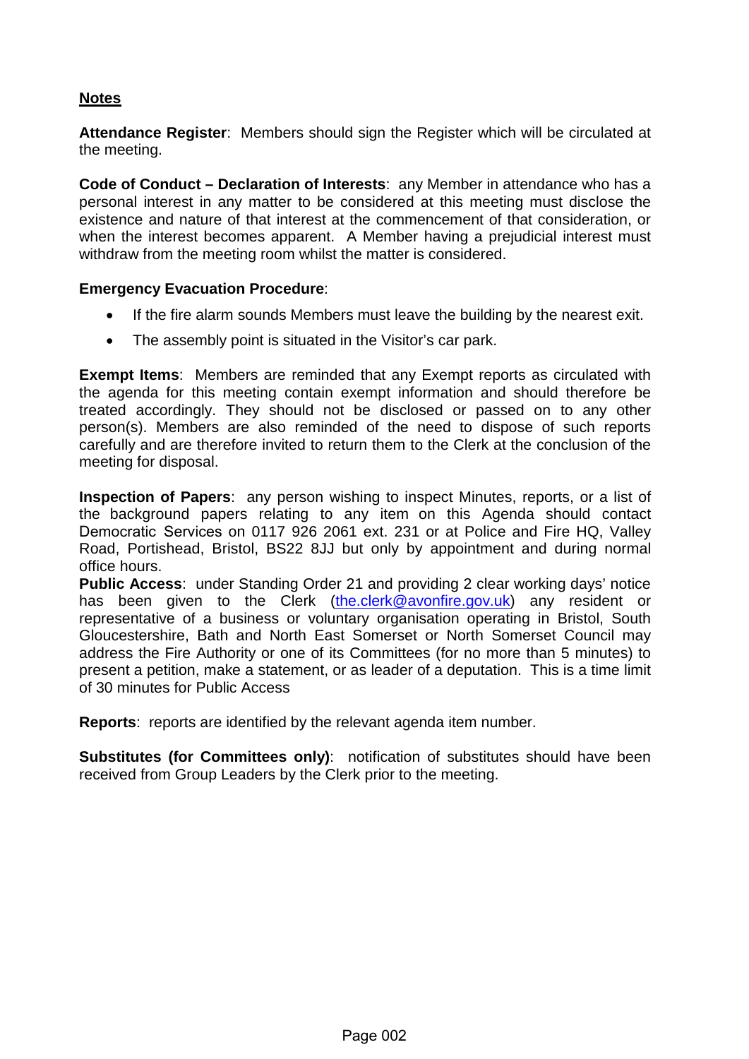## Notes

**Attendance Register**: Members should sign the Register which will be circulated at the meeting.

**Code of Conduct – Declaration of Interests**: any Member in attendance who has a personal interest in any matter to be considered at this meeting must disclose the existence and nature of that interest at the commencement of that consideration, or when the interest becomes apparent. A Member having a prejudicial interest must withdraw from the meeting room whilst the matter is considered.

**Emergency Evacuation Procedure**:

- If the fire alarm sounds Members must leave the building by the nearest exit.
- The assembly point is situated in the Visitor's car park.

**Exempt Items**: Members are reminded that any Exempt reports as circulated with the agenda for this meeting contain exempt information and should therefore be treated accordingly. They should not be disclosed or passed on to any other person(s). Members are also reminded of the need to dispose of such reports carefully and are therefore invited to return them to the Clerk at the conclusion of the meeting for disposal.

**Inspection of Papers**: any person wishing to inspect Minutes, reports, or a list of the background papers relating to any item on this Agenda should contact Democratic Services on 0117 926 2061 ext. 231 or at Police and Fire HQ, Valley Road, Portishead, Bristol, BS22 8JJ but only by appointment and during normal office hours.

**Public Access**: under Standing Order 21 and providing 2 clear working days' notice has been given to the Clerk (the.clerk@avonfire.gov.uk) any resident or representative of a business or voluntary organisation operating in Bristol, South Gloucestershire, Bath and North East Somerset or North Somerset Council may address the Fire Authority or one of its Committees (for no more than 5 minutes) to present a petition, make a statement, or as leader of a deputation. This is a time limit of 30 minutes for Public Access

**Reports**: reports are identified by the relevant agenda item number.

**Substitutes (for Committees only)**: notification of substitutes should have been received from Group Leaders by the Clerk prior to the meeting.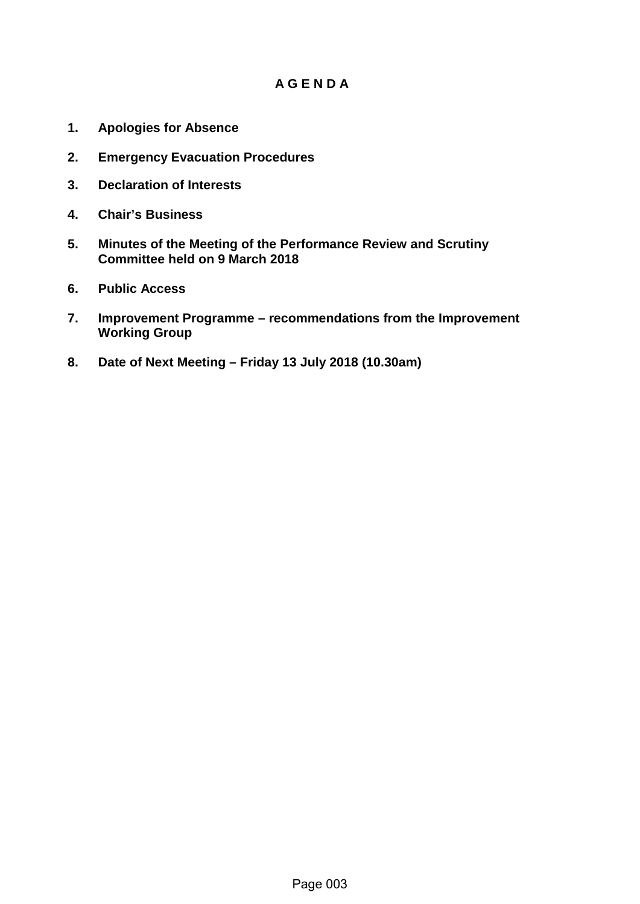# A G E N D A

1. **Apologies for Absence**

2. **Emergency Evacuation Procedures**

3. **Declaration of Interests**

4. **Chair's Business**

5. **Minutes of the Meeting of the Performance Review and Scrutiny Committee held on 9 March 2018**

6. **Public Access**

7. **Improvement Programme – recommendations from the Improvement Working Group**

8. **Date of Next Meeting – Friday 13 July 2018 (10.30am)**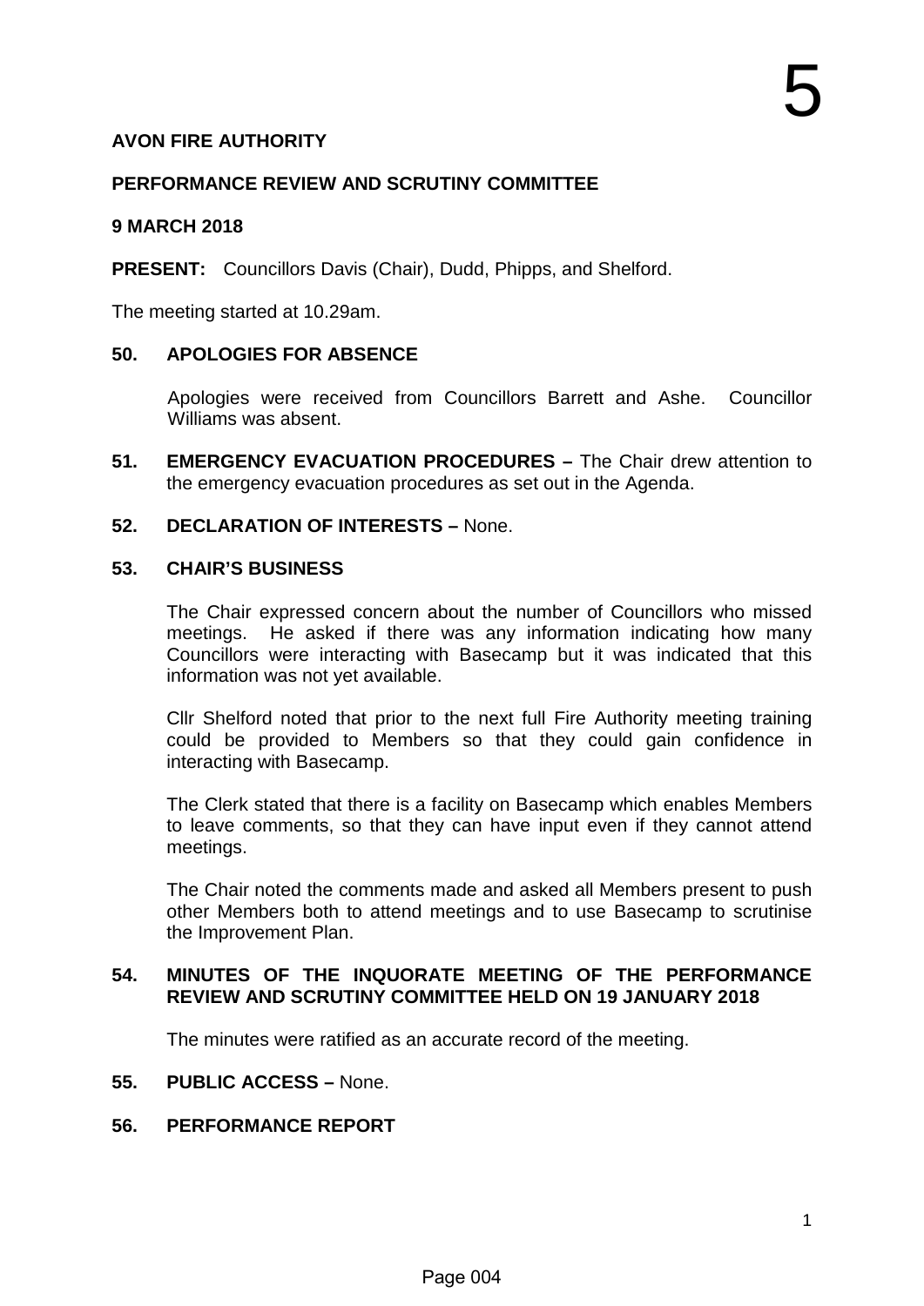**AVON FIRE AUTHORITY**

**PERFORMANCE REVIEW AND SCRUTINY COMMITTEE**

**9 MARCH 2018**

**PRESENT:** Councillors Davis (Chair), Dudd, Phipps, and Shelford.

The meeting started at 10.29am.

**50. APOLOGIES FOR ABSENCE**

Apologies were received from Councillors Barrett and Ashe. Councillor Williams was absent.

**51. EMERGENCY EVACUATION PROCEDURES –** The Chair drew attention to the emergency evacuation procedures as set out in the Agenda.

**52. DECLARATION OF INTERESTS –** None.

**53. CHAIR'S BUSINESS**

The Chair expressed concern about the number of Councillors who missed meetings. He asked if there was any information indicating how many Councillors were interacting with Basecamp but it was indicated that this information was not yet available.

Cllr Shelford noted that prior to the next full Fire Authority meeting training could be provided to Members so that they could gain confidence in interacting with Basecamp.

The Clerk stated that there is a facility on Basecamp which enables Members to leave comments, so that they can have input even if they cannot attend meetings.

The Chair noted the comments made and asked all Members present to push other Members both to attend meetings and to use Basecamp to scrutinise the Improvement Plan.

**54. MINUTES OF THE INQUORATE MEETING OF THE PERFORMANCE REVIEW AND SCRUTINY COMMITTEE HELD ON 19 JANUARY 2018**

The minutes were ratified as an accurate record of the meeting.

**55. PUBLIC ACCESS –** None.

**56. PERFORMANCE REPORT**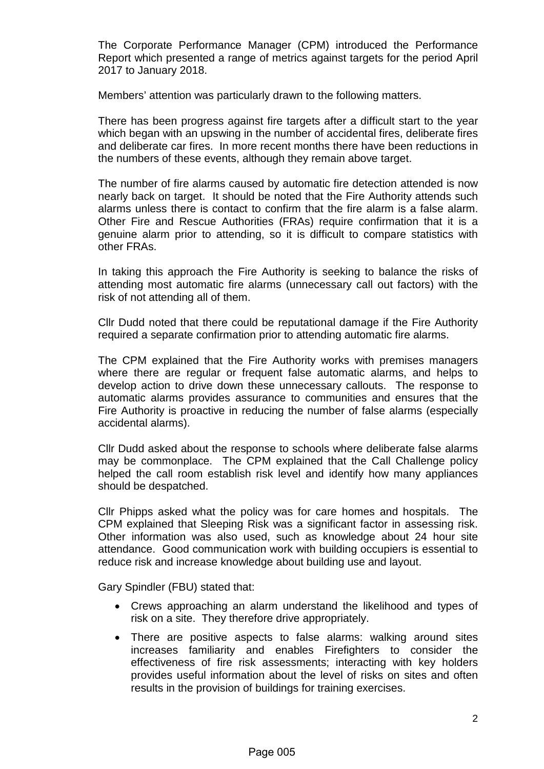The Corporate Performance Manager (CPM) introduced the Performance Report which presented a range of metrics against targets for the period April 2017 to January 2018.

Members' attention was particularly drawn to the following matters.

There has been progress against fire targets after a difficult start to the year which began with an upswing in the number of accidental fires, deliberate fires and deliberate car fires. In more recent months there have been reductions in the numbers of these events, although they remain above target.

The number of fire alarms caused by automatic fire detection attended is now nearly back on target. It should be noted that the Fire Authority attends such alarms unless there is contact to confirm that the fire alarm is a false alarm. Other Fire and Rescue Authorities (FRAs) require confirmation that it is a genuine alarm prior to attending, so it is difficult to compare statistics with other FRAs.

In taking this approach the Fire Authority is seeking to balance the risks of attending most automatic fire alarms (unnecessary call out factors) with the risk of not attending all of them.

Cllr Dudd noted that there could be reputational damage if the Fire Authority required a separate confirmation prior to attending automatic fire alarms.

The CPM explained that the Fire Authority works with premises managers where there are regular or frequent false automatic alarms, and helps to develop action to drive down these unnecessary callouts. The response to automatic alarms provides assurance to communities and ensures that the Fire Authority is proactive in reducing the number of false alarms (especially accidental alarms).

Cllr Dudd asked about the response to schools where deliberate false alarms may be commonplace. The CPM explained that the Call Challenge policy helped the call room establish risk level and identify how many appliances should be despatched.

Cllr Phipps asked what the policy was for care homes and hospitals. The CPM explained that Sleeping Risk was a significant factor in assessing risk. Other information was also used, such as knowledge about 24 hour site attendance. Good communication work with building occupiers is essential to reduce risk and increase knowledge about building use and layout.

Gary Spindler (FBU) stated that:

- Crews approaching an alarm understand the likelihood and types of risk on a site. They therefore drive appropriately.
- There are positive aspects to false alarms: walking around sites increases familiarity and enables Firefighters to consider the effectiveness of fire risk assessments; interacting with key holders provides useful information about the level of risks on sites and often results in the provision of buildings for training exercises.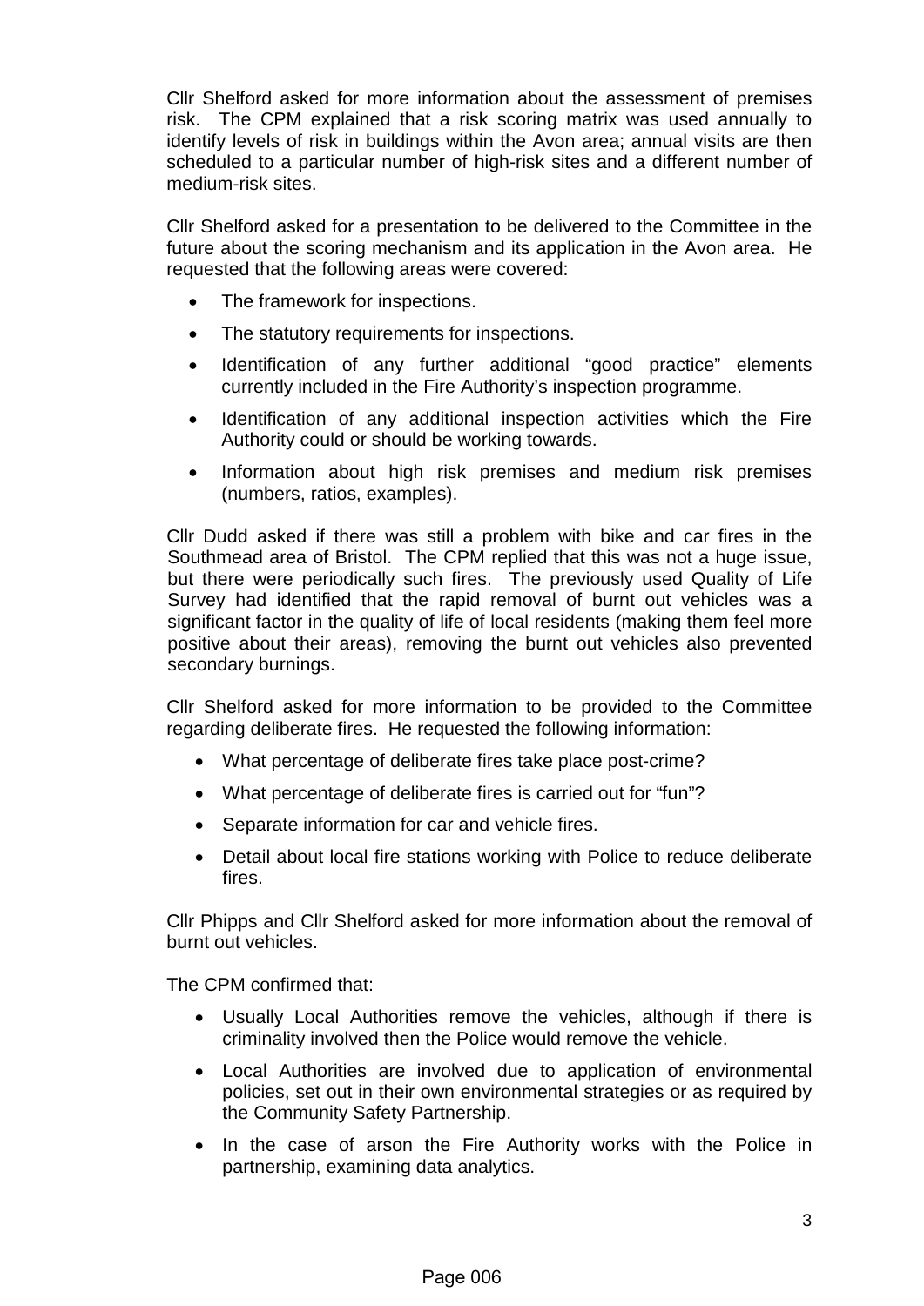Cllr Shelford asked for more information about the assessment of premises risk. The CPM explained that a risk scoring matrix was used annually to identify levels of risk in buildings within the Avon area; annual visits are then scheduled to a particular number of high-risk sites and a different number of medium-risk sites.

Cllr Shelford asked for a presentation to be delivered to the Committee in the future about the scoring mechanism and its application in the Avon area. He requested that the following areas were covered:

- The framework for inspections.
- The statutory requirements for inspections.
- Identification of any further additional "good practice" elements currently included in the Fire Authority's inspection programme.
- Identification of any additional inspection activities which the Fire Authority could or should be working towards.
- Information about high risk premises and medium risk premises (numbers, ratios, examples).

Cllr Dudd asked if there was still a problem with bike and car fires in the Southmead area of Bristol. The CPM replied that this was not a huge issue, but there were periodically such fires. The previously used Quality of Life Survey had identified that the rapid removal of burnt out vehicles was a significant factor in the quality of life of local residents (making them feel more positive about their areas), removing the burnt out vehicles also prevented secondary burnings.

Cllr Shelford asked for more information to be provided to the Committee regarding deliberate fires. He requested the following information:

- What percentage of deliberate fires take place post-crime?
- What percentage of deliberate fires is carried out for "fun"?
- Separate information for car and vehicle fires.
- Detail about local fire stations working with Police to reduce deliberate fires.

Cllr Phipps and Cllr Shelford asked for more information about the removal of burnt out vehicles.

The CPM confirmed that:

- Usually Local Authorities remove the vehicles, although if there is criminality involved then the Police would remove the vehicle.
- Local Authorities are involved due to application of environmental policies, set out in their own environmental strategies or as required by the Community Safety Partnership.
- In the case of arson the Fire Authority works with the Police in partnership, examining data analytics.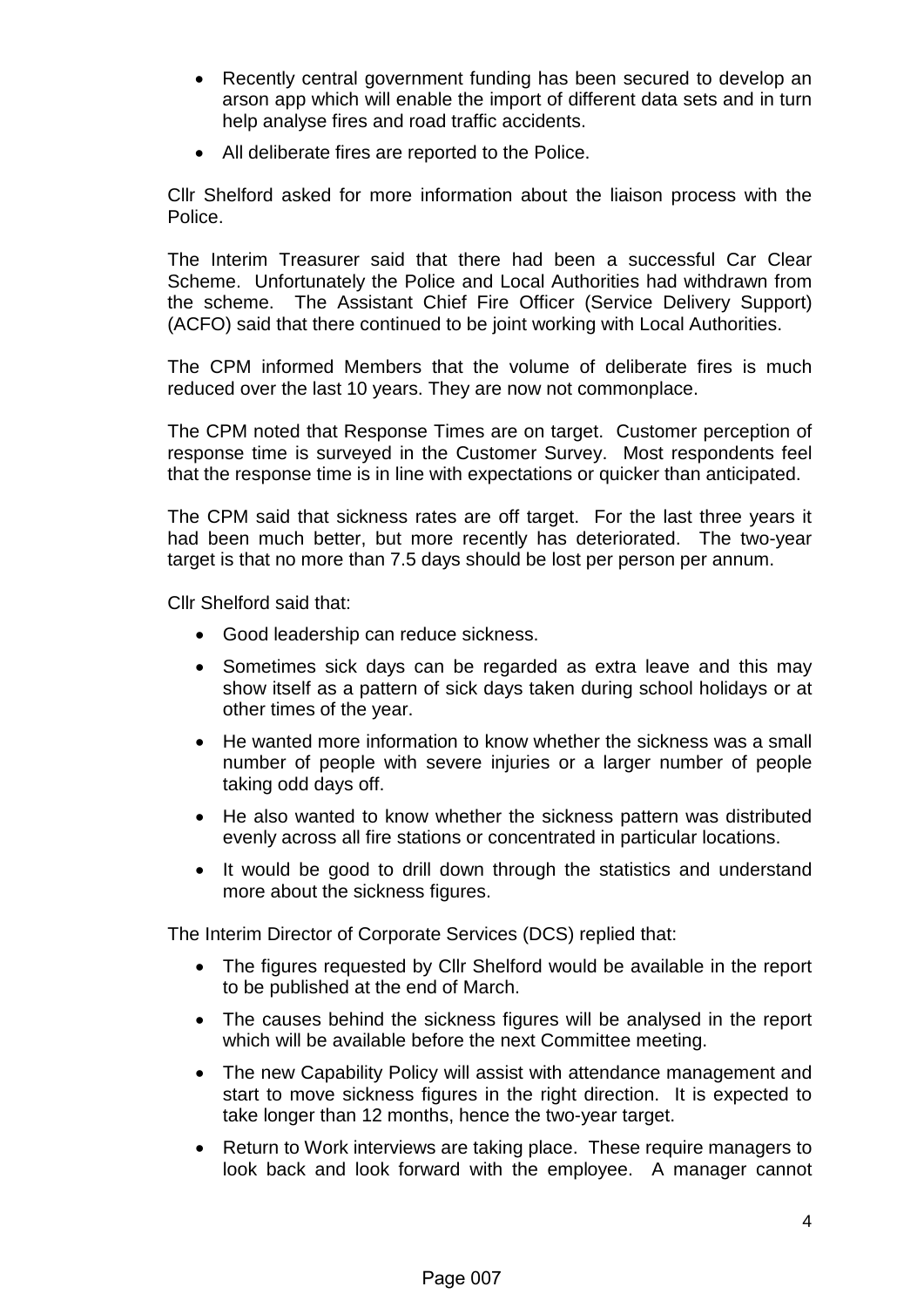- Recently central government funding has been secured to develop an arson app which will enable the import of different data sets and in turn help analyse fires and road traffic accidents.
- All deliberate fires are reported to the Police.

Cllr Shelford asked for more information about the liaison process with the Police.

The Interim Treasurer said that there had been a successful Car Clear Scheme. Unfortunately the Police and Local Authorities had withdrawn from the scheme. The Assistant Chief Fire Officer (Service Delivery Support) (ACFO) said that there continued to be joint working with Local Authorities.

The CPM informed Members that the volume of deliberate fires is much reduced over the last 10 years. They are now not commonplace.

The CPM noted that Response Times are on target. Customer perception of response time is surveyed in the Customer Survey. Most respondents feel that the response time is in line with expectations or quicker than anticipated.

The CPM said that sickness rates are off target. For the last three years it had been much better, but more recently has deteriorated. The two-year target is that no more than 7.5 days should be lost per person per annum.

Cllr Shelford said that:

- Good leadership can reduce sickness.
- Sometimes sick days can be regarded as extra leave and this may show itself as a pattern of sick days taken during school holidays or at other times of the year.
- He wanted more information to know whether the sickness was a small number of people with severe injuries or a larger number of people taking odd days off.
- He also wanted to know whether the sickness pattern was distributed evenly across all fire stations or concentrated in particular locations.
- It would be good to drill down through the statistics and understand more about the sickness figures.

The Interim Director of Corporate Services (DCS) replied that:

- The figures requested by Cllr Shelford would be available in the report to be published at the end of March.
- The causes behind the sickness figures will be analysed in the report which will be available before the next Committee meeting.
- The new Capability Policy will assist with attendance management and start to move sickness figures in the right direction. It is expected to take longer than 12 months, hence the two-year target.
- Return to Work interviews are taking place. These require managers to look back and look forward with the employee. A manager cannot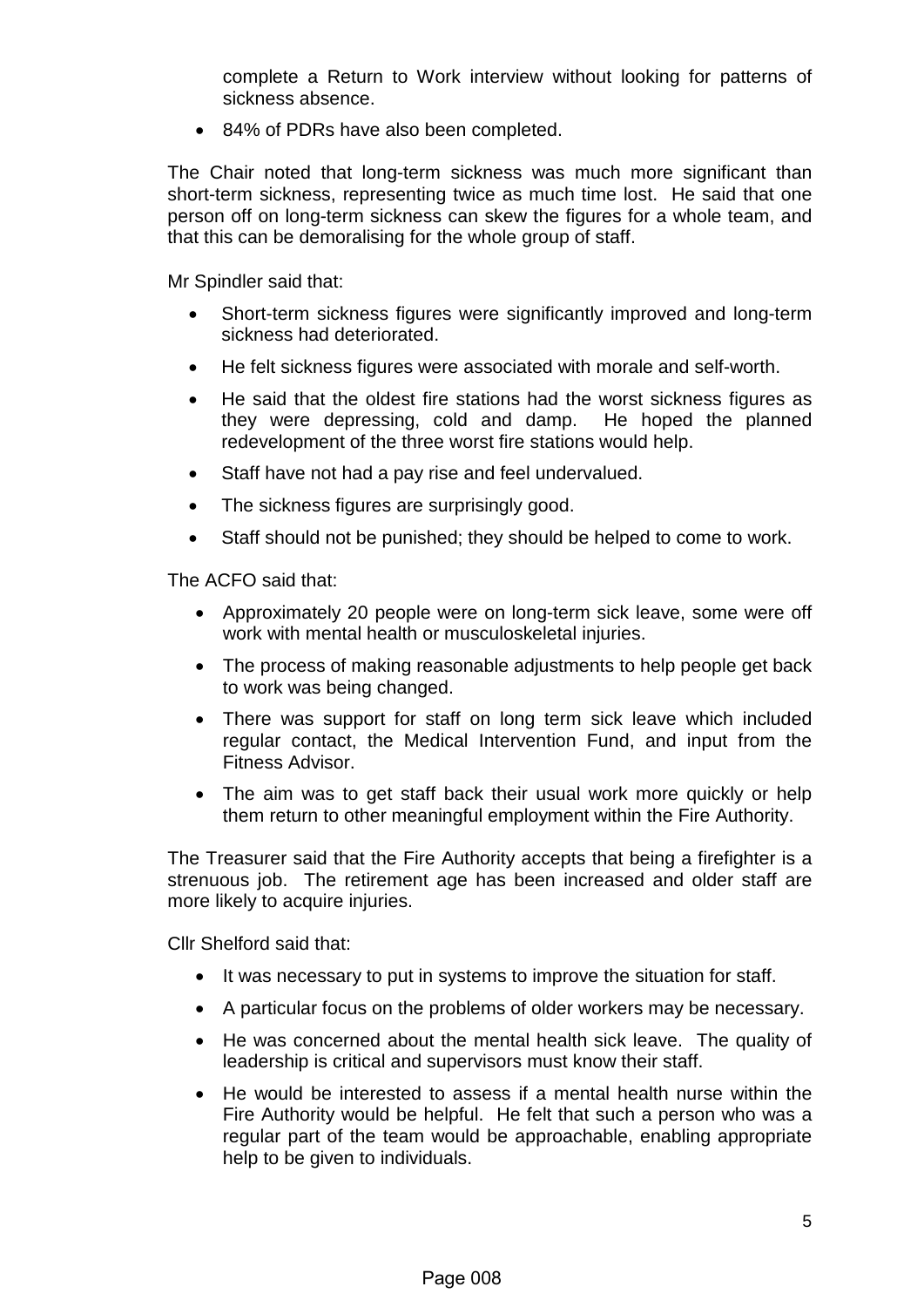complete a Return to Work interview without looking for patterns of sickness absence.

- 84% of PDRs have also been completed.

The Chair noted that long-term sickness was much more significant than short-term sickness, representing twice as much time lost. He said that one person off on long-term sickness can skew the figures for a whole team, and that this can be demoralising for the whole group of staff.

Mr Spindler said that:

- Short-term sickness figures were significantly improved and long-term sickness had deteriorated.
- He felt sickness figures were associated with morale and self-worth.
- He said that the oldest fire stations had the worst sickness figures as they were depressing, cold and damp. He hoped the planned redevelopment of the three worst fire stations would help.
- Staff have not had a pay rise and feel undervalued.
- The sickness figures are surprisingly good.
- Staff should not be punished; they should be helped to come to work.

The ACFO said that:

- Approximately 20 people were on long-term sick leave, some were off work with mental health or musculoskeletal injuries.
- The process of making reasonable adjustments to help people get back to work was being changed.
- There was support for staff on long term sick leave which included regular contact, the Medical Intervention Fund, and input from the Fitness Advisor.
- The aim was to get staff back their usual work more quickly or help them return to other meaningful employment within the Fire Authority.

The Treasurer said that the Fire Authority accepts that being a firefighter is a strenuous job. The retirement age has been increased and older staff are more likely to acquire injuries.

Cllr Shelford said that:

- It was necessary to put in systems to improve the situation for staff.
- A particular focus on the problems of older workers may be necessary.
- He was concerned about the mental health sick leave. The quality of leadership is critical and supervisors must know their staff.
- He would be interested to assess if a mental health nurse within the Fire Authority would be helpful. He felt that such a person who was a regular part of the team would be approachable, enabling appropriate help to be given to individuals.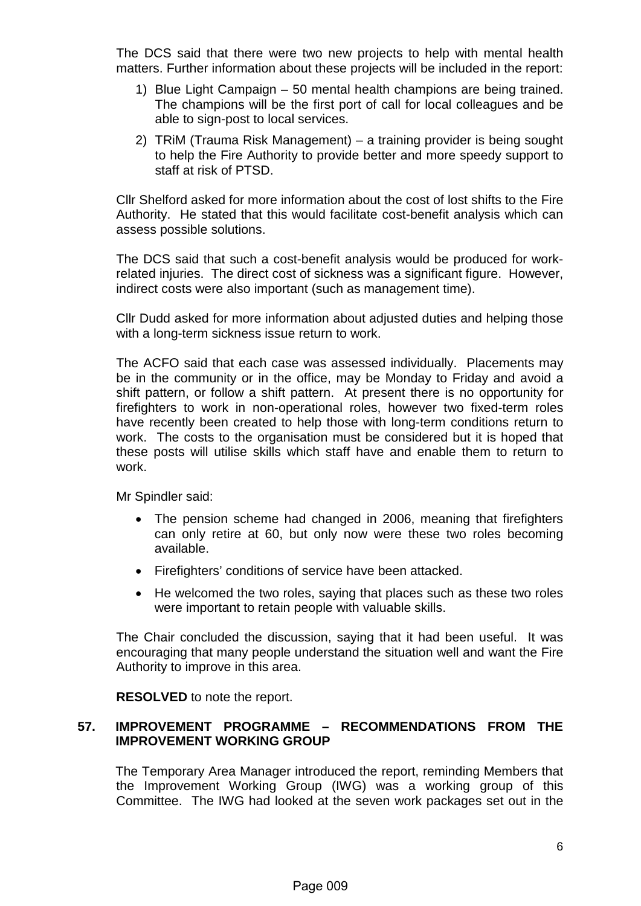The DCS said that there were two new projects to help with mental health matters. Further information about these projects will be included in the report:

1) Blue Light Campaign – 50 mental health champions are being trained. The champions will be the first port of call for local colleagues and be able to sign-post to local services.
2) TRiM (Trauma Risk Management) – a training provider is being sought to help the Fire Authority to provide better and more speedy support to staff at risk of PTSD.

Cllr Shelford asked for more information about the cost of lost shifts to the Fire Authority. He stated that this would facilitate cost-benefit analysis which can assess possible solutions.

The DCS said that such a cost-benefit analysis would be produced for work-related injuries. The direct cost of sickness was a significant figure. However, indirect costs were also important (such as management time).

Cllr Dudd asked for more information about adjusted duties and helping those with a long-term sickness issue return to work.

The ACFO said that each case was assessed individually. Placements may be in the community or in the office, may be Monday to Friday and avoid a shift pattern, or follow a shift pattern. At present there is no opportunity for firefighters to work in non-operational roles, however two fixed-term roles have recently been created to help those with long-term conditions return to work. The costs to the organisation must be considered but it is hoped that these posts will utilise skills which staff have and enable them to return to work.

Mr Spindler said:

- The pension scheme had changed in 2006, meaning that firefighters can only retire at 60, but only now were these two roles becoming available.
- Firefighters' conditions of service have been attacked.
- He welcomed the two roles, saying that places such as these two roles were important to retain people with valuable skills.

The Chair concluded the discussion, saying that it had been useful. It was encouraging that many people understand the situation well and want the Fire Authority to improve in this area.

**RESOLVED** to note the report.

## 57. IMPROVEMENT PROGRAMME – RECOMMENDATIONS FROM THE IMPROVEMENT WORKING GROUP

The Temporary Area Manager introduced the report, reminding Members that the Improvement Working Group (IWG) was a working group of this Committee. The IWG had looked at the seven work packages set out in the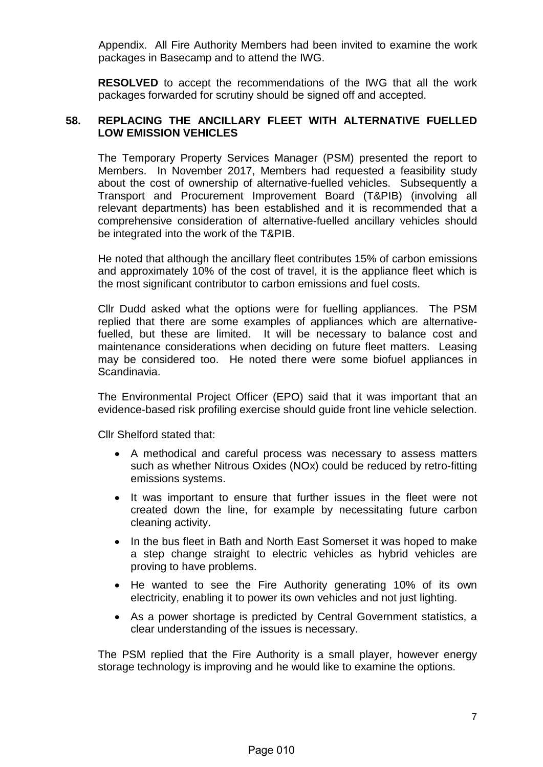Appendix. All Fire Authority Members had been invited to examine the work packages in Basecamp and to attend the IWG.

**RESOLVED** to accept the recommendations of the IWG that all the work packages forwarded for scrutiny should be signed off and accepted.

## 58. REPLACING THE ANCILLARY FLEET WITH ALTERNATIVE FUELLED LOW EMISSION VEHICLES

The Temporary Property Services Manager (PSM) presented the report to Members. In November 2017, Members had requested a feasibility study about the cost of ownership of alternative-fuelled vehicles. Subsequently a Transport and Procurement Improvement Board (T&PIB) (involving all relevant departments) has been established and it is recommended that a comprehensive consideration of alternative-fuelled ancillary vehicles should be integrated into the work of the T&PIB.

He noted that although the ancillary fleet contributes 15% of carbon emissions and approximately 10% of the cost of travel, it is the appliance fleet which is the most significant contributor to carbon emissions and fuel costs.

Cllr Dudd asked what the options were for fuelling appliances. The PSM replied that there are some examples of appliances which are alternative-fuelled, but these are limited. It will be necessary to balance cost and maintenance considerations when deciding on future fleet matters. Leasing may be considered too. He noted there were some biofuel appliances in Scandinavia.

The Environmental Project Officer (EPO) said that it was important that an evidence-based risk profiling exercise should guide front line vehicle selection.

Cllr Shelford stated that:

- A methodical and careful process was necessary to assess matters such as whether Nitrous Oxides (NOx) could be reduced by retro-fitting emissions systems.
- It was important to ensure that further issues in the fleet were not created down the line, for example by necessitating future carbon cleaning activity.
- In the bus fleet in Bath and North East Somerset it was hoped to make a step change straight to electric vehicles as hybrid vehicles are proving to have problems.
- He wanted to see the Fire Authority generating 10% of its own electricity, enabling it to power its own vehicles and not just lighting.
- As a power shortage is predicted by Central Government statistics, a clear understanding of the issues is necessary.

The PSM replied that the Fire Authority is a small player, however energy storage technology is improving and he would like to examine the options.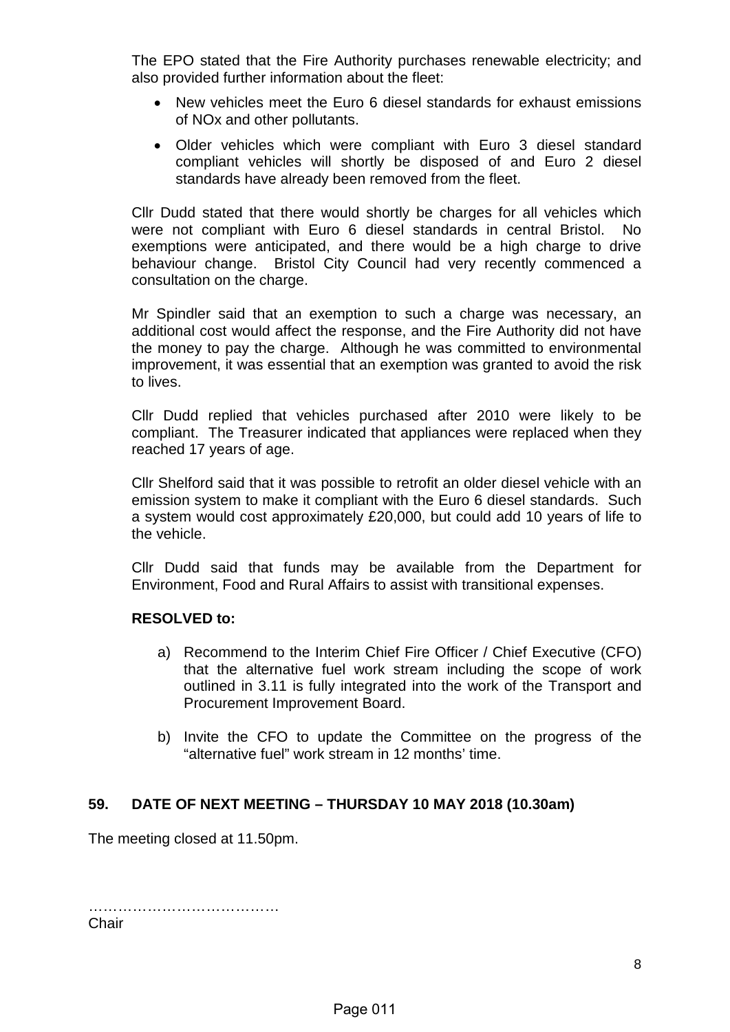The EPO stated that the Fire Authority purchases renewable electricity; and also provided further information about the fleet:

- New vehicles meet the Euro 6 diesel standards for exhaust emissions of NOx and other pollutants.
- Older vehicles which were compliant with Euro 3 diesel standard compliant vehicles will shortly be disposed of and Euro 2 diesel standards have already been removed from the fleet.

Cllr Dudd stated that there would shortly be charges for all vehicles which were not compliant with Euro 6 diesel standards in central Bristol. No exemptions were anticipated, and there would be a high charge to drive behaviour change. Bristol City Council had very recently commenced a consultation on the charge.

Mr Spindler said that an exemption to such a charge was necessary, an additional cost would affect the response, and the Fire Authority did not have the money to pay the charge. Although he was committed to environmental improvement, it was essential that an exemption was granted to avoid the risk to lives.

Cllr Dudd replied that vehicles purchased after 2010 were likely to be compliant. The Treasurer indicated that appliances were replaced when they reached 17 years of age.

Cllr Shelford said that it was possible to retrofit an older diesel vehicle with an emission system to make it compliant with the Euro 6 diesel standards. Such a system would cost approximately £20,000, but could add 10 years of life to the vehicle.

Cllr Dudd said that funds may be available from the Department for Environment, Food and Rural Affairs to assist with transitional expenses.

**RESOLVED to:**

a) Recommend to the Interim Chief Fire Officer / Chief Executive (CFO) that the alternative fuel work stream including the scope of work outlined in 3.11 is fully integrated into the work of the Transport and Procurement Improvement Board.

b) Invite the CFO to update the Committee on the progress of the "alternative fuel" work stream in 12 months' time.

## 59. DATE OF NEXT MEETING – THURSDAY 10 MAY 2018 (10.30am)

The meeting closed at 11.50pm.

…………………………………
Chair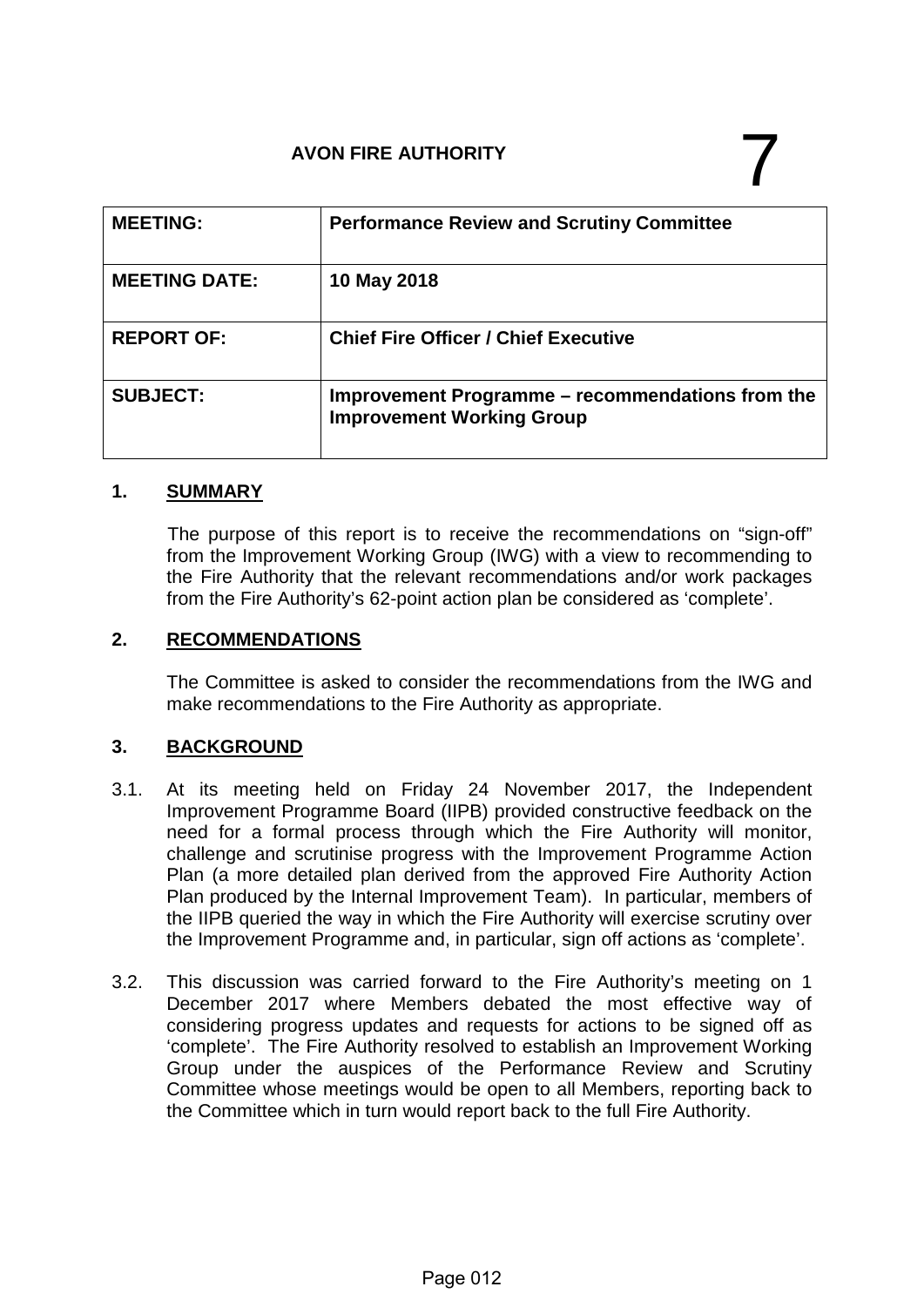# AVON FIRE AUTHORITY

7

| MEETING: | Performance Review and Scrutiny Committee |
|---|---|
| MEETING DATE: | 10 May 2018 |
| REPORT OF: | Chief Fire Officer / Chief Executive |
| SUBJECT: | Improvement Programme – recommendations from the Improvement Working Group |

## 1. SUMMARY

The purpose of this report is to receive the recommendations on "sign-off" from the Improvement Working Group (IWG) with a view to recommending to the Fire Authority that the relevant recommendations and/or work packages from the Fire Authority's 62-point action plan be considered as 'complete'.

## 2. RECOMMENDATIONS

The Committee is asked to consider the recommendations from the IWG and make recommendations to the Fire Authority as appropriate.

## 3. BACKGROUND

3.1. At its meeting held on Friday 24 November 2017, the Independent Improvement Programme Board (IIPB) provided constructive feedback on the need for a formal process through which the Fire Authority will monitor, challenge and scrutinise progress with the Improvement Programme Action Plan (a more detailed plan derived from the approved Fire Authority Action Plan produced by the Internal Improvement Team). In particular, members of the IIPB queried the way in which the Fire Authority will exercise scrutiny over the Improvement Programme and, in particular, sign off actions as 'complete'.

3.2. This discussion was carried forward to the Fire Authority's meeting on 1 December 2017 where Members debated the most effective way of considering progress updates and requests for actions to be signed off as 'complete'. The Fire Authority resolved to establish an Improvement Working Group under the auspices of the Performance Review and Scrutiny Committee whose meetings would be open to all Members, reporting back to the Committee which in turn would report back to the full Fire Authority.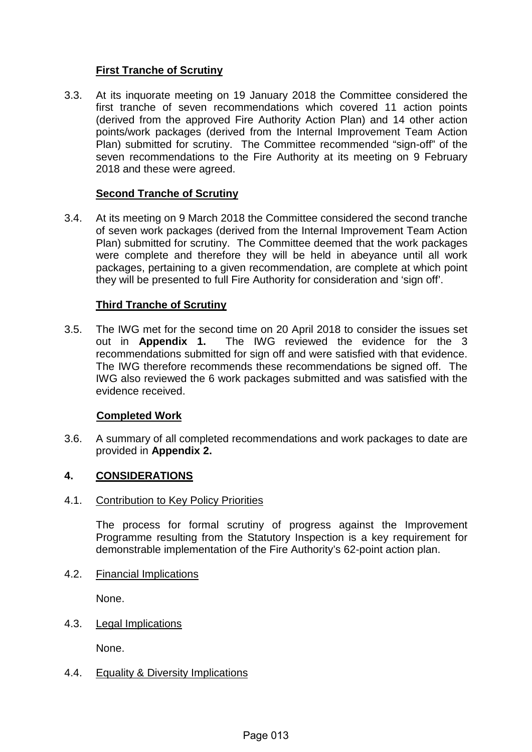**First Tranche of Scrutiny**

3.3. At its inquorate meeting on 19 January 2018 the Committee considered the first tranche of seven recommendations which covered 11 action points (derived from the approved Fire Authority Action Plan) and 14 other action points/work packages (derived from the Internal Improvement Team Action Plan) submitted for scrutiny. The Committee recommended "sign-off" of the seven recommendations to the Fire Authority at its meeting on 9 February 2018 and these were agreed.

**Second Tranche of Scrutiny**

3.4. At its meeting on 9 March 2018 the Committee considered the second tranche of seven work packages (derived from the Internal Improvement Team Action Plan) submitted for scrutiny. The Committee deemed that the work packages were complete and therefore they will be held in abeyance until all work packages, pertaining to a given recommendation, are complete at which point they will be presented to full Fire Authority for consideration and 'sign off'.

**Third Tranche of Scrutiny**

3.5. The IWG met for the second time on 20 April 2018 to consider the issues set out in **Appendix 1.** The IWG reviewed the evidence for the 3 recommendations submitted for sign off and were satisfied with that evidence. The IWG therefore recommends these recommendations be signed off. The IWG also reviewed the 6 work packages submitted and was satisfied with the evidence received.

**Completed Work**

3.6. A summary of all completed recommendations and work packages to date are provided in **Appendix 2.**

## 4. CONSIDERATIONS

4.1. Contribution to Key Policy Priorities

The process for formal scrutiny of progress against the Improvement Programme resulting from the Statutory Inspection is a key requirement for demonstrable implementation of the Fire Authority's 62-point action plan.

4.2. Financial Implications

None.

4.3. Legal Implications

None.

4.4. Equality & Diversity Implications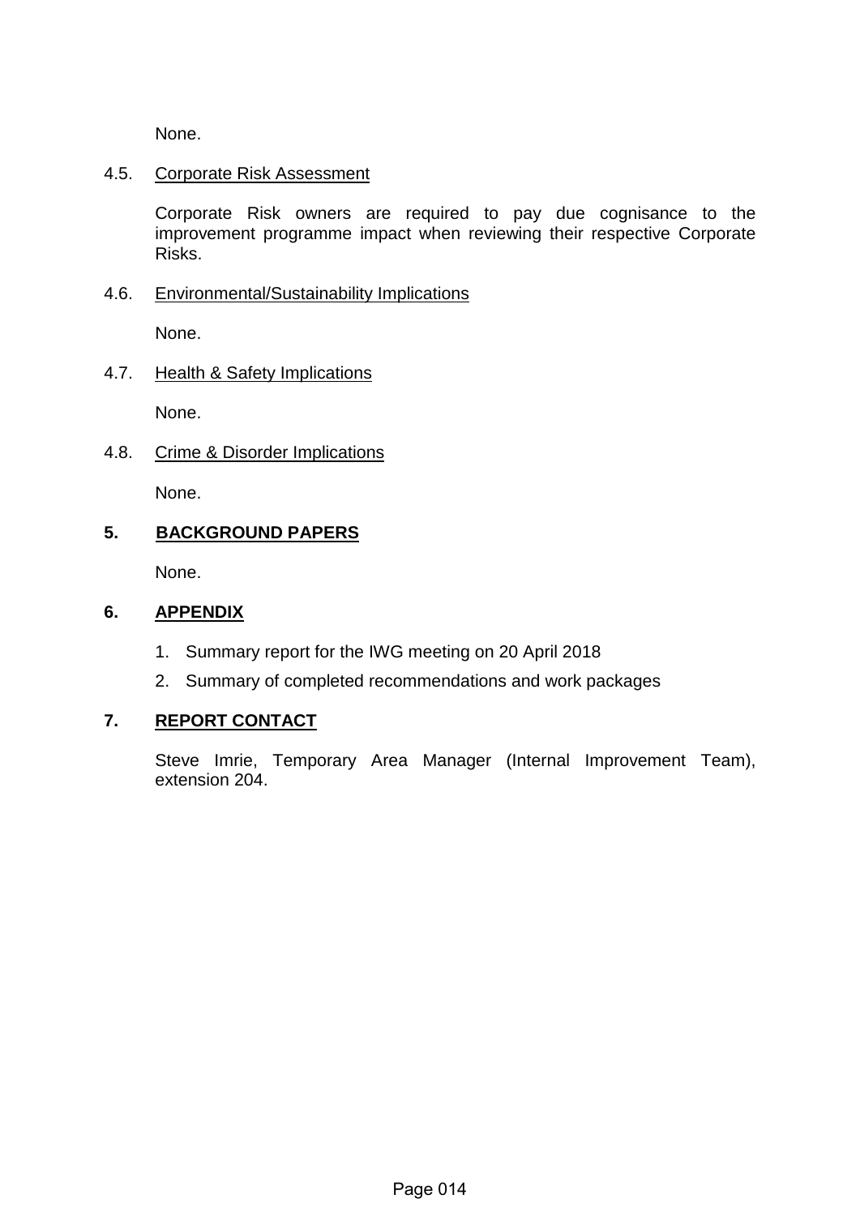None.

4.5. Corporate Risk Assessment

Corporate Risk owners are required to pay due cognisance to the improvement programme impact when reviewing their respective Corporate Risks.

4.6. Environmental/Sustainability Implications

None.

4.7. Health & Safety Implications

None.

4.8. Crime & Disorder Implications

None.

## 5. BACKGROUND PAPERS

None.

## 6. APPENDIX

1. Summary report for the IWG meeting on 20 April 2018
2. Summary of completed recommendations and work packages

## 7. REPORT CONTACT

Steve Imrie, Temporary Area Manager (Internal Improvement Team), extension 204.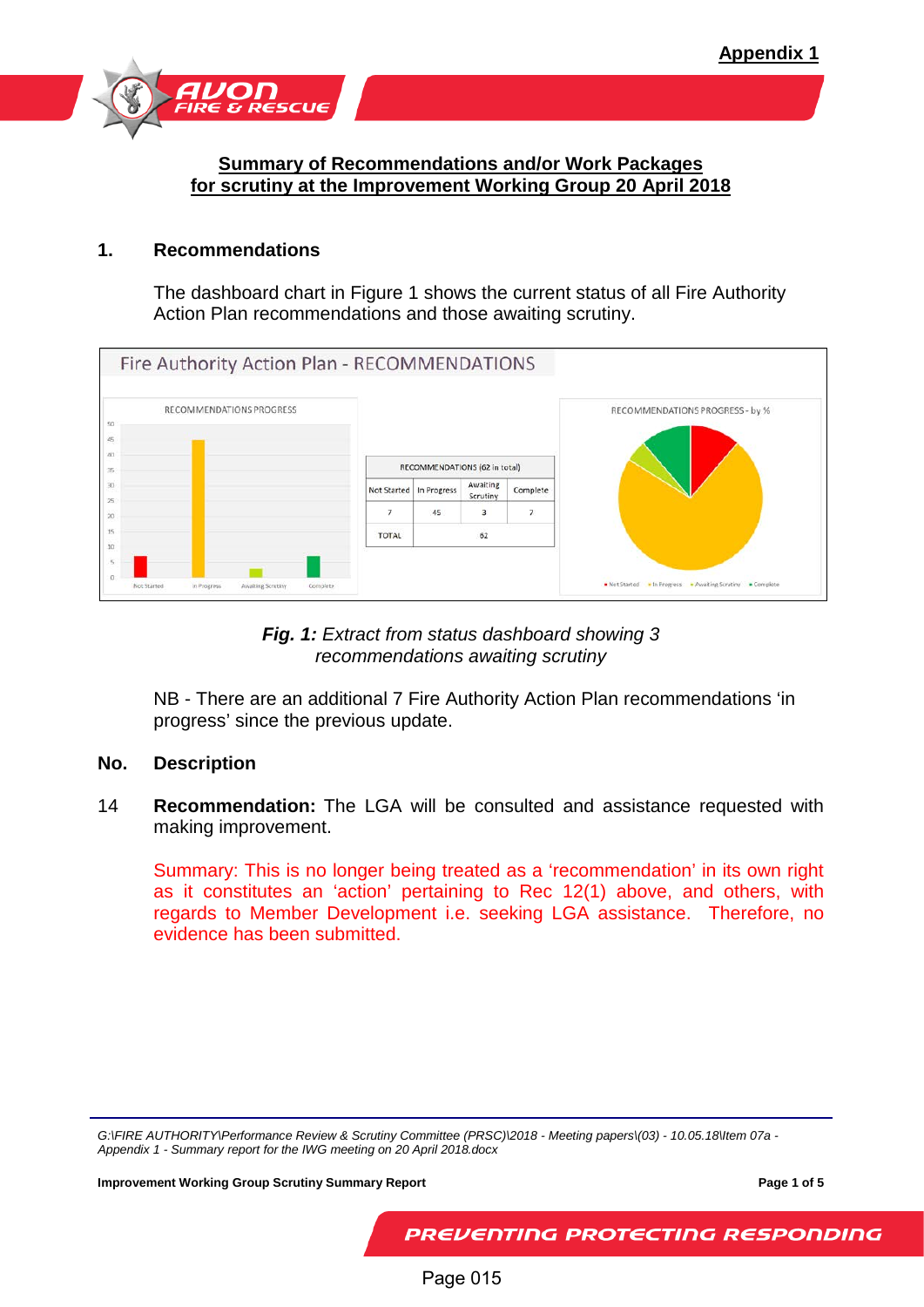Appendix 1

## Summary of Recommendations and/or Work Packages for scrutiny at the Improvement Working Group 20 April 2018

### 1. Recommendations

The dashboard chart in Figure 1 shows the current status of all Fire Authority Action Plan recommendations and those awaiting scrutiny.

Fire Authority Action Plan - RECOMMENDATIONS

| RECOMMENDATIONS (62 in total) | | | |
|---|---|---|---|
| Not Started | In Progress | Awaiting Scrutiny | Complete |
| 7 | 45 | 3 | 7 |
| TOTAL | 62 | | |

***Fig. 1:*** *Extract from status dashboard showing 3 recommendations awaiting scrutiny*

NB - There are an additional 7 Fire Authority Action Plan recommendations 'in progress' since the previous update.

**No. Description**

14 **Recommendation:** The LGA will be consulted and assistance requested with making improvement.

Summary: This is no longer being treated as a 'recommendation' in its own right as it constitutes an 'action' pertaining to Rec 12(1) above, and others, with regards to Member Development i.e. seeking LGA assistance. Therefore, no evidence has been submitted.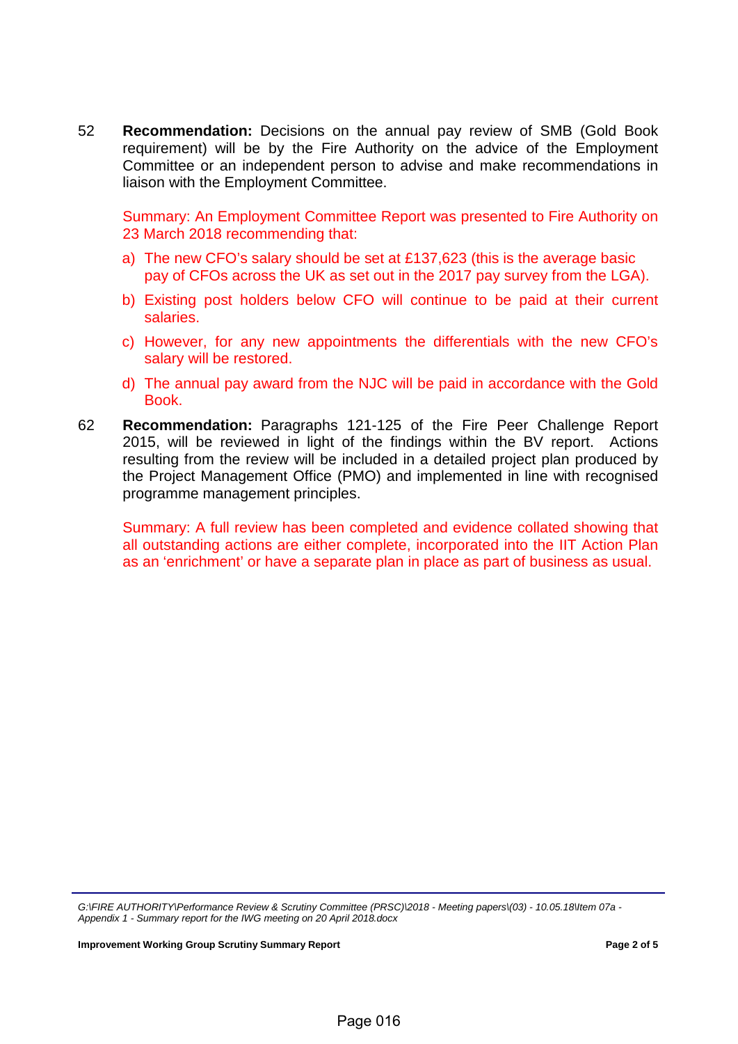52 **Recommendation:** Decisions on the annual pay review of SMB (Gold Book requirement) will be by the Fire Authority on the advice of the Employment Committee or an independent person to advise and make recommendations in liaison with the Employment Committee.

Summary: An Employment Committee Report was presented to Fire Authority on 23 March 2018 recommending that:

a) The new CFO's salary should be set at £137,623 (this is the average basic pay of CFOs across the UK as set out in the 2017 pay survey from the LGA).

b) Existing post holders below CFO will continue to be paid at their current salaries.

c) However, for any new appointments the differentials with the new CFO's salary will be restored.

d) The annual pay award from the NJC will be paid in accordance with the Gold Book.

62 **Recommendation:** Paragraphs 121-125 of the Fire Peer Challenge Report 2015, will be reviewed in light of the findings within the BV report. Actions resulting from the review will be included in a detailed project plan produced by the Project Management Office (PMO) and implemented in line with recognised programme management principles.

Summary: A full review has been completed and evidence collated showing that all outstanding actions are either complete, incorporated into the IIT Action Plan as an 'enrichment' or have a separate plan in place as part of business as usual.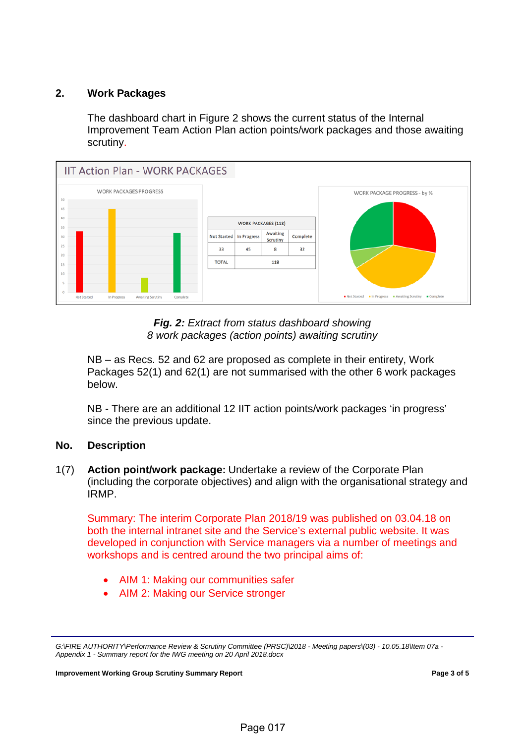## 2. Work Packages

The dashboard chart in Figure 2 shows the current status of the Internal Improvement Team Action Plan action points/work packages and those awaiting scrutiny.

IIT Action Plan - WORK PACKAGES

| WORK PACKAGES (118) | | | |
|---|---|---|---|
| Not Started | In Progress | Awaiting Scrutiny | Complete |
| 33 | 45 | 8 | 32 |
| TOTAL | 118 | | |

***Fig. 2:*** *Extract from status dashboard showing 8 work packages (action points) awaiting scrutiny*

NB – as Recs. 52 and 62 are proposed as complete in their entirety, Work Packages 52(1) and 62(1) are not summarised with the other 6 work packages below.

NB - There are an additional 12 IIT action points/work packages 'in progress' since the previous update.

**No. Description**

1(7) **Action point/work package:** Undertake a review of the Corporate Plan (including the corporate objectives) and align with the organisational strategy and IRMP.

Summary: The interim Corporate Plan 2018/19 was published on 03.04.18 on both the internal intranet site and the Service's external public website. It was developed in conjunction with Service managers via a number of meetings and workshops and is centred around the two principal aims of:

- AIM 1: Making our communities safer
- AIM 2: Making our Service stronger

*G:\FIRE AUTHORITY\Performance Review & Scrutiny Committee (PRSC)\2018 - Meeting papers\(03) - 10.05.18\Item 07a - Appendix 1 - Summary report for the IWG meeting on 20 April 2018.docx*

**Improvement Working Group Scrutiny Summary Report**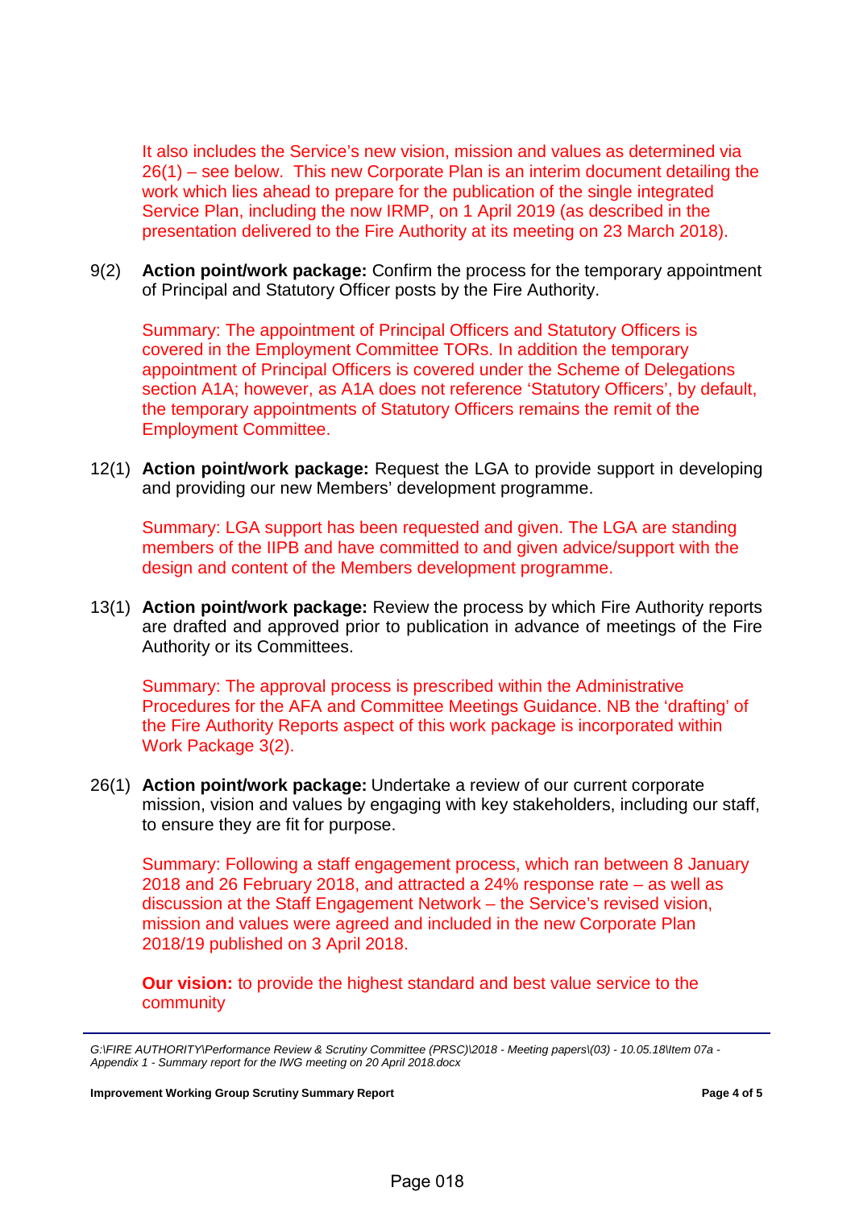It also includes the Service's new vision, mission and values as determined via 26(1) – see below. This new Corporate Plan is an interim document detailing the work which lies ahead to prepare for the publication of the single integrated Service Plan, including the now IRMP, on 1 April 2019 (as described in the presentation delivered to the Fire Authority at its meeting on 23 March 2018).

9(2) **Action point/work package:** Confirm the process for the temporary appointment of Principal and Statutory Officer posts by the Fire Authority.

Summary: The appointment of Principal Officers and Statutory Officers is covered in the Employment Committee TORs. In addition the temporary appointment of Principal Officers is covered under the Scheme of Delegations section A1A; however, as A1A does not reference 'Statutory Officers', by default, the temporary appointments of Statutory Officers remains the remit of the Employment Committee.

12(1) **Action point/work package:** Request the LGA to provide support in developing and providing our new Members' development programme.

Summary: LGA support has been requested and given. The LGA are standing members of the IIPB and have committed to and given advice/support with the design and content of the Members development programme.

13(1) **Action point/work package:** Review the process by which Fire Authority reports are drafted and approved prior to publication in advance of meetings of the Fire Authority or its Committees.

Summary: The approval process is prescribed within the Administrative Procedures for the AFA and Committee Meetings Guidance. NB the 'drafting' of the Fire Authority Reports aspect of this work package is incorporated within Work Package 3(2).

26(1) **Action point/work package:** Undertake a review of our current corporate mission, vision and values by engaging with key stakeholders, including our staff, to ensure they are fit for purpose.

Summary: Following a staff engagement process, which ran between 8 January 2018 and 26 February 2018, and attracted a 24% response rate – as well as discussion at the Staff Engagement Network – the Service's revised vision, mission and values were agreed and included in the new Corporate Plan 2018/19 published on 3 April 2018.

**Our vision:** to provide the highest standard and best value service to the community

*G:\FIRE AUTHORITY\Performance Review & Scrutiny Committee (PRSC)\2018 - Meeting papers\(03) - 10.05.18\Item 07a - Appendix 1 - Summary report for the IWG meeting on 20 April 2018.docx*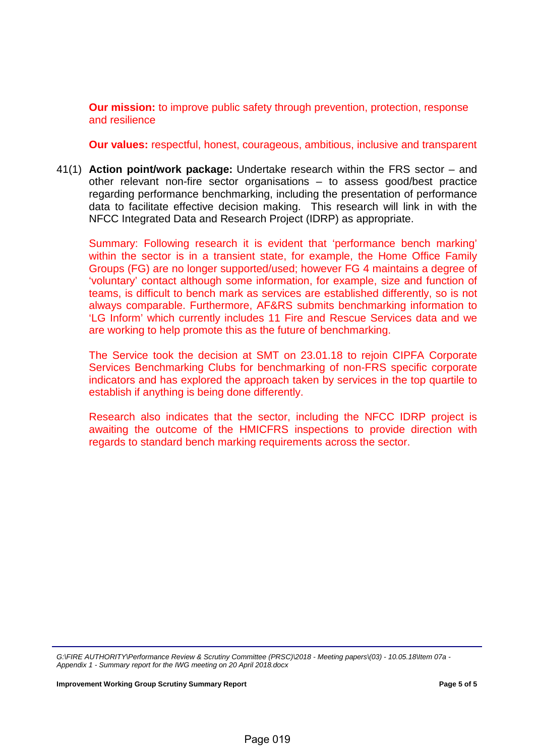**Our mission:** to improve public safety through prevention, protection, response and resilience

**Our values:** respectful, honest, courageous, ambitious, inclusive and transparent

41(1) **Action point/work package:** Undertake research within the FRS sector – and other relevant non-fire sector organisations – to assess good/best practice regarding performance benchmarking, including the presentation of performance data to facilitate effective decision making. This research will link in with the NFCC Integrated Data and Research Project (IDRP) as appropriate.

Summary: Following research it is evident that 'performance bench marking' within the sector is in a transient state, for example, the Home Office Family Groups (FG) are no longer supported/used; however FG 4 maintains a degree of 'voluntary' contact although some information, for example, size and function of teams, is difficult to bench mark as services are established differently, so is not always comparable. Furthermore, AF&RS submits benchmarking information to 'LG Inform' which currently includes 11 Fire and Rescue Services data and we are working to help promote this as the future of benchmarking.

The Service took the decision at SMT on 23.01.18 to rejoin CIPFA Corporate Services Benchmarking Clubs for benchmarking of non-FRS specific corporate indicators and has explored the approach taken by services in the top quartile to establish if anything is being done differently.

Research also indicates that the sector, including the NFCC IDRP project is awaiting the outcome of the HMICFRS inspections to provide direction with regards to standard bench marking requirements across the sector.

*G:\FIRE AUTHORITY\Performance Review & Scrutiny Committee (PRSC)\2018 - Meeting papers\(03) - 10.05.18\Item 07a - Appendix 1 - Summary report for the IWG meeting on 20 April 2018.docx*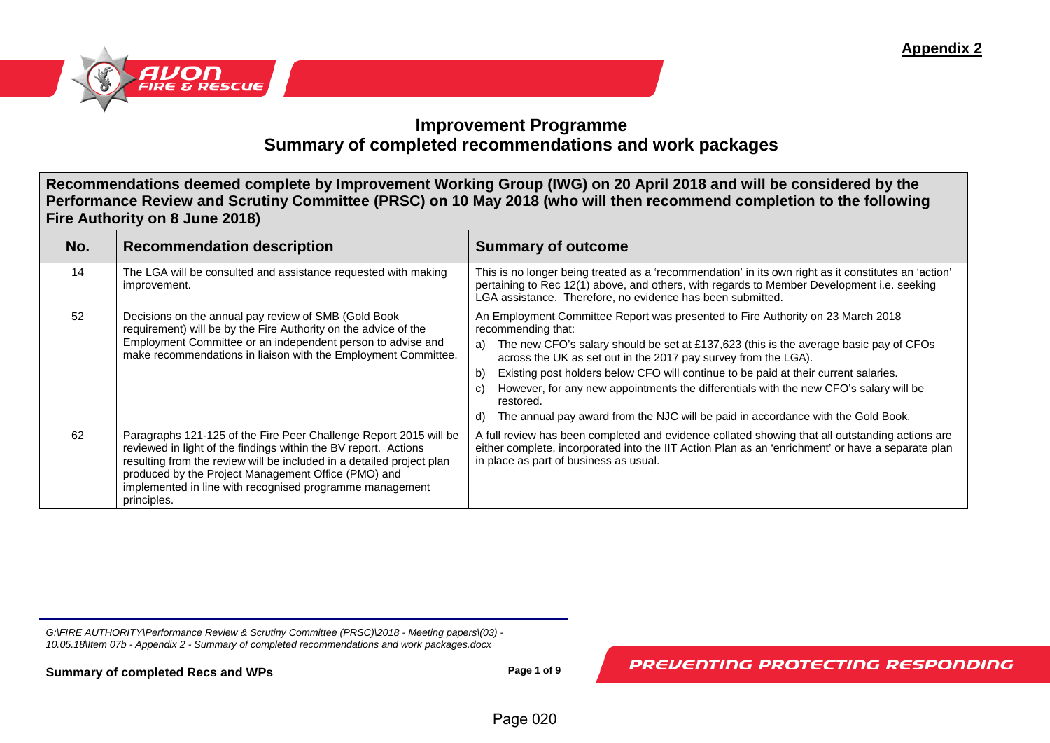**Appendix 2**

# Improvement Programme
## Summary of completed recommendations and work packages

**Recommendations deemed complete by Improvement Working Group (IWG) on 20 April 2018 and will be considered by the Performance Review and Scrutiny Committee (PRSC) on 10 May 2018 (who will then recommend completion to the following Fire Authority on 8 June 2018)**

| No. | Recommendation description | Summary of outcome |
|---|---|---|
| 14 | The LGA will be consulted and assistance requested with making improvement. | This is no longer being treated as a 'recommendation' in its own right as it constitutes an 'action' pertaining to Rec 12(1) above, and others, with regards to Member Development i.e. seeking LGA assistance. Therefore, no evidence has been submitted. |
| 52 | Decisions on the annual pay review of SMB (Gold Book requirement) will be by the Fire Authority on the advice of the Employment Committee or an independent person to advise and make recommendations in liaison with the Employment Committee. | An Employment Committee Report was presented to Fire Authority on 23 March 2018 recommending that:<br>a) The new CFO's salary should be set at £137,623 (this is the average basic pay of CFOs across the UK as set out in the 2017 pay survey from the LGA).<br>b) Existing post holders below CFO will continue to be paid at their current salaries.<br>c) However, for any new appointments the differentials with the new CFO's salary will be restored.<br>d) The annual pay award from the NJC will be paid in accordance with the Gold Book. |
| 62 | Paragraphs 121-125 of the Fire Peer Challenge Report 2015 will be reviewed in light of the findings within the BV report. Actions resulting from the review will be included in a detailed project plan produced by the Project Management Office (PMO) and implemented in line with recognised programme management principles. | A full review has been completed and evidence collated showing that all outstanding actions are either complete, incorporated into the IIT Action Plan as an 'enrichment' or have a separate plan in place as part of business as usual. |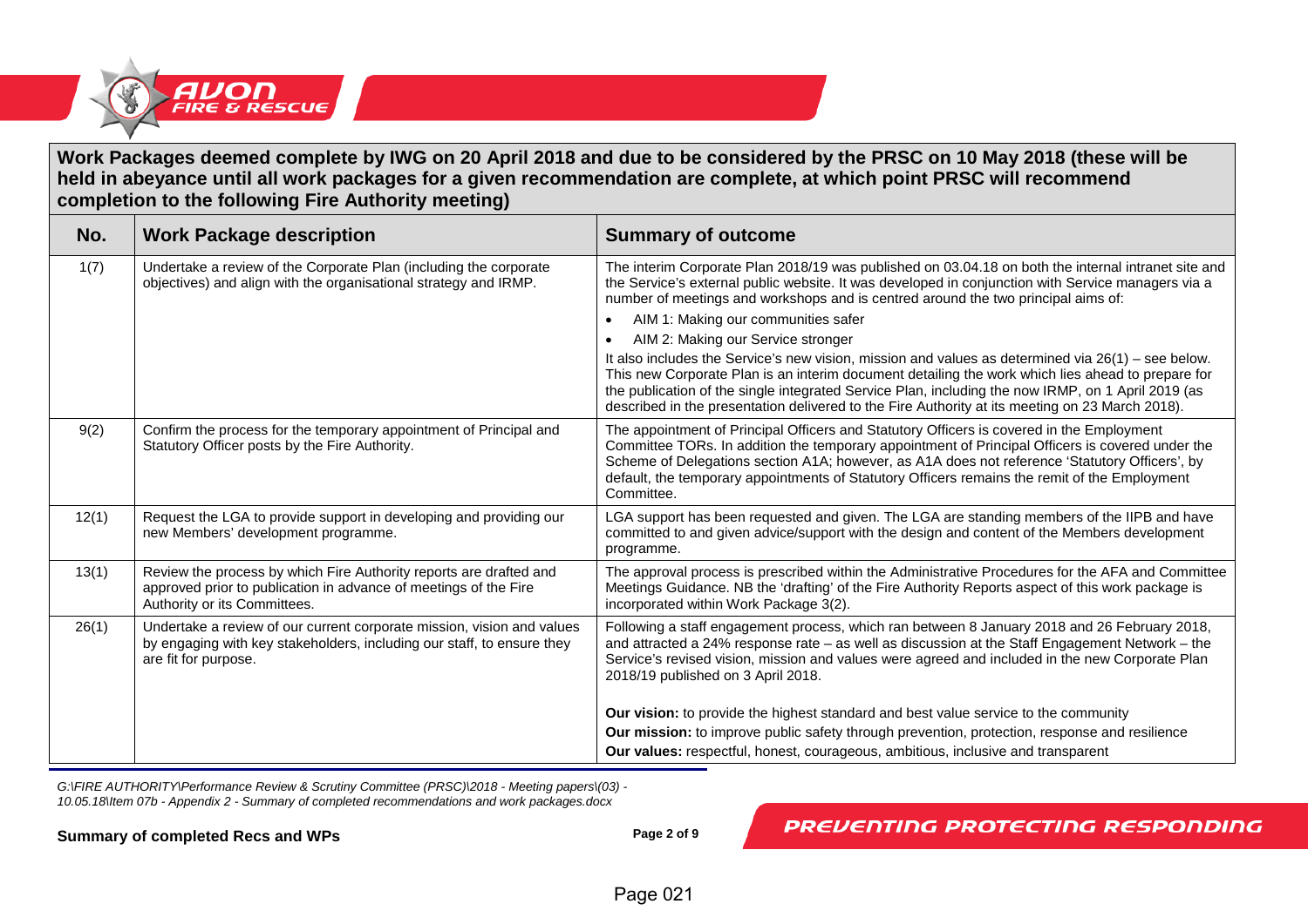**Work Packages deemed complete by IWG on 20 April 2018 and due to be considered by the PRSC on 10 May 2018 (these will be held in abeyance until all work packages for a given recommendation are complete, at which point PRSC will recommend completion to the following Fire Authority meeting)**

| No. | Work Package description | Summary of outcome |
|---|---|---|
| 1(7) | Undertake a review of the Corporate Plan (including the corporate objectives) and align with the organisational strategy and IRMP. | The interim Corporate Plan 2018/19 was published on 03.04.18 on both the internal intranet site and the Service's external public website. It was developed in conjunction with Service managers via a number of meetings and workshops and is centred around the two principal aims of:<br>• AIM 1: Making our communities safer<br>• AIM 2: Making our Service stronger<br>It also includes the Service's new vision, mission and values as determined via 26(1) – see below. This new Corporate Plan is an interim document detailing the work which lies ahead to prepare for the publication of the single integrated Service Plan, including the now IRMP, on 1 April 2019 (as described in the presentation delivered to the Fire Authority at its meeting on 23 March 2018). |
| 9(2) | Confirm the process for the temporary appointment of Principal and Statutory Officer posts by the Fire Authority. | The appointment of Principal Officers and Statutory Officers is covered in the Employment Committee TORs. In addition the temporary appointment of Principal Officers is covered under the Scheme of Delegations section A1A; however, as A1A does not reference 'Statutory Officers', by default, the temporary appointments of Statutory Officers remains the remit of the Employment Committee. |
| 12(1) | Request the LGA to provide support in developing and providing our new Members' development programme. | LGA support has been requested and given. The LGA are standing members of the IIPB and have committed to and given advice/support with the design and content of the Members development programme. |
| 13(1) | Review the process by which Fire Authority reports are drafted and approved prior to publication in advance of meetings of the Fire Authority or its Committees. | The approval process is prescribed within the Administrative Procedures for the AFA and Committee Meetings Guidance. NB the 'drafting' of the Fire Authority Reports aspect of this work package is incorporated within Work Package 3(2). |
| 26(1) | Undertake a review of our current corporate mission, vision and values by engaging with key stakeholders, including our staff, to ensure they are fit for purpose. | Following a staff engagement process, which ran between 8 January 2018 and 26 February 2018, and attracted a 24% response rate – as well as discussion at the Staff Engagement Network – the Service's revised vision, mission and values were agreed and included in the new Corporate Plan 2018/19 published on 3 April 2018.<br><br>**Our vision:** to provide the highest standard and best value service to the community<br>**Our mission:** to improve public safety through prevention, protection, response and resilience<br>**Our values:** respectful, honest, courageous, ambitious, inclusive and transparent |

*G:\FIRE AUTHORITY\Performance Review & Scrutiny Committee (PRSC)\2018 - Meeting papers\(03) - 10.05.18\Item 07b - Appendix 2 - Summary of completed recommendations and work packages.docx*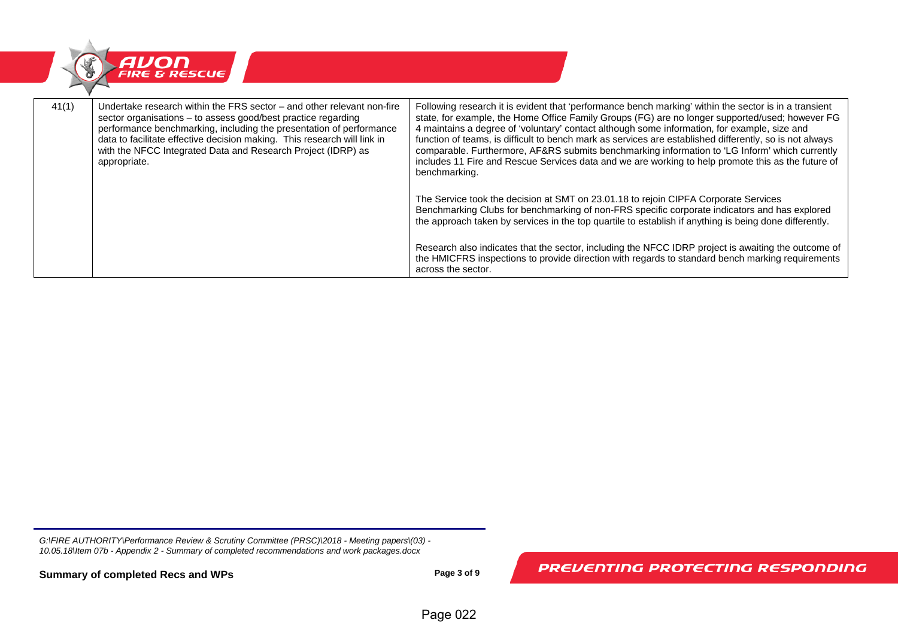| 41(1) | Undertake research within the FRS sector – and other relevant non-fire sector organisations – to assess good/best practice regarding performance benchmarking, including the presentation of performance data to facilitate effective decision making. This research will link in with the NFCC Integrated Data and Research Project (IDRP) as appropriate. | Following research it is evident that 'performance bench marking' within the sector is in a transient state, for example, the Home Office Family Groups (FG) are no longer supported/used; however FG 4 maintains a degree of 'voluntary' contact although some information, for example, size and function of teams, is difficult to bench mark as services are established differently, so is not always comparable. Furthermore, AF&RS submits benchmarking information to 'LG Inform' which currently includes 11 Fire and Rescue Services data and we are working to help promote this as the future of benchmarking.<br><br>The Service took the decision at SMT on 23.01.18 to rejoin CIPFA Corporate Services Benchmarking Clubs for benchmarking of non-FRS specific corporate indicators and has explored the approach taken by services in the top quartile to establish if anything is being done differently.<br><br>Research also indicates that the sector, including the NFCC IDRP project is awaiting the outcome of the HMICFRS inspections to provide direction with regards to standard bench marking requirements across the sector. |
|---|---|---|

*G:\FIRE AUTHORITY\Performance Review & Scrutiny Committee (PRSC)\2018 - Meeting papers\(03) - 10.05.18\Item 07b - Appendix 2 - Summary of completed recommendations and work packages.docx*

**Summary of completed Recs and WPs**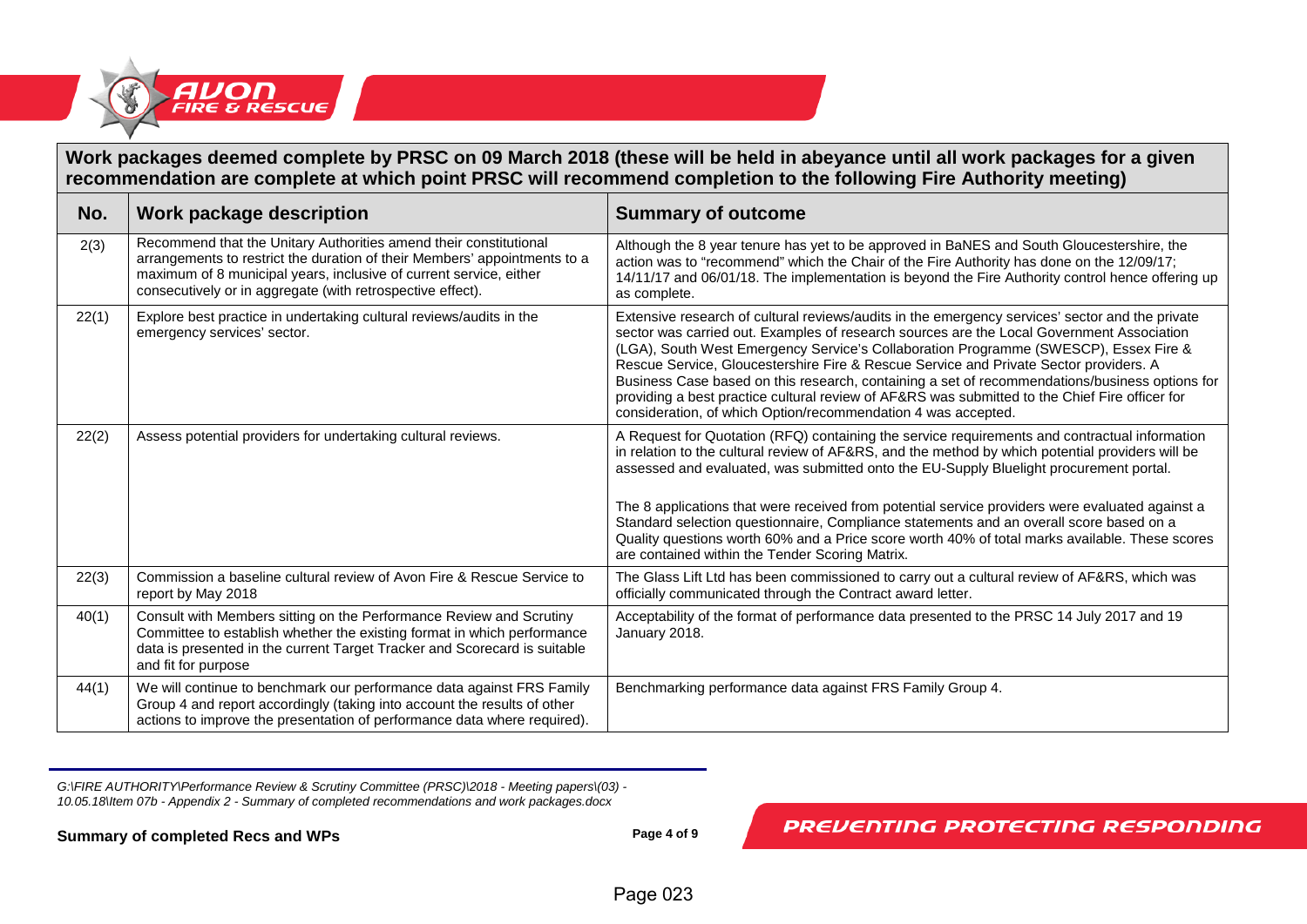**Work packages deemed complete by PRSC on 09 March 2018 (these will be held in abeyance until all work packages for a given recommendation are complete at which point PRSC will recommend completion to the following Fire Authority meeting)**

| No. | Work package description | Summary of outcome |
|---|---|---|
| 2(3) | Recommend that the Unitary Authorities amend their constitutional arrangements to restrict the duration of their Members' appointments to a maximum of 8 municipal years, inclusive of current service, either consecutively or in aggregate (with retrospective effect). | Although the 8 year tenure has yet to be approved in BaNES and South Gloucestershire, the action was to "recommend" which the Chair of the Fire Authority has done on the 12/09/17; 14/11/17 and 06/01/18. The implementation is beyond the Fire Authority control hence offering up as complete. |
| 22(1) | Explore best practice in undertaking cultural reviews/audits in the emergency services' sector. | Extensive research of cultural reviews/audits in the emergency services' sector and the private sector was carried out. Examples of research sources are the Local Government Association (LGA), South West Emergency Service's Collaboration Programme (SWESCP), Essex Fire & Rescue Service, Gloucestershire Fire & Rescue Service and Private Sector providers. A Business Case based on this research, containing a set of recommendations/business options for providing a best practice cultural review of AF&RS was submitted to the Chief Fire officer for consideration, of which Option/recommendation 4 was accepted. |
| 22(2) | Assess potential providers for undertaking cultural reviews. | A Request for Quotation (RFQ) containing the service requirements and contractual information in relation to the cultural review of AF&RS, and the method by which potential providers will be assessed and evaluated, was submitted onto the EU-Supply Bluelight procurement portal.<br><br>The 8 applications that were received from potential service providers were evaluated against a Standard selection questionnaire, Compliance statements and an overall score based on a Quality questions worth 60% and a Price score worth 40% of total marks available. These scores are contained within the Tender Scoring Matrix. |
| 22(3) | Commission a baseline cultural review of Avon Fire & Rescue Service to report by May 2018 | The Glass Lift Ltd has been commissioned to carry out a cultural review of AF&RS, which was officially communicated through the Contract award letter. |
| 40(1) | Consult with Members sitting on the Performance Review and Scrutiny Committee to establish whether the existing format in which performance data is presented in the current Target Tracker and Scorecard is suitable and fit for purpose | Acceptability of the format of performance data presented to the PRSC 14 July 2017 and 19 January 2018. |
| 44(1) | We will continue to benchmark our performance data against FRS Family Group 4 and report accordingly (taking into account the results of other actions to improve the presentation of performance data where required). | Benchmarking performance data against FRS Family Group 4. |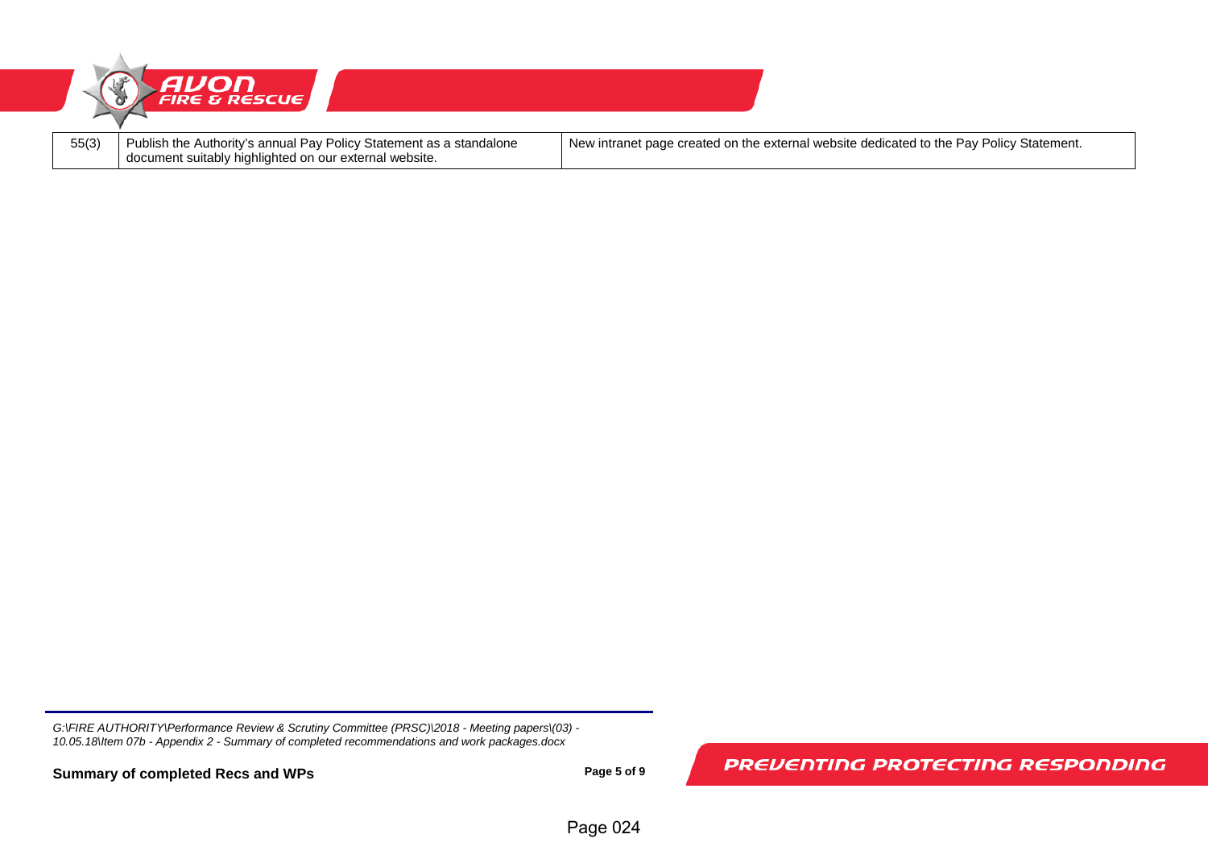| | | |
|---|---|---|
| 55(3) | Publish the Authority's annual Pay Policy Statement as a standalone document suitably highlighted on our external website. | New intranet page created on the external website dedicated to the Pay Policy Statement. |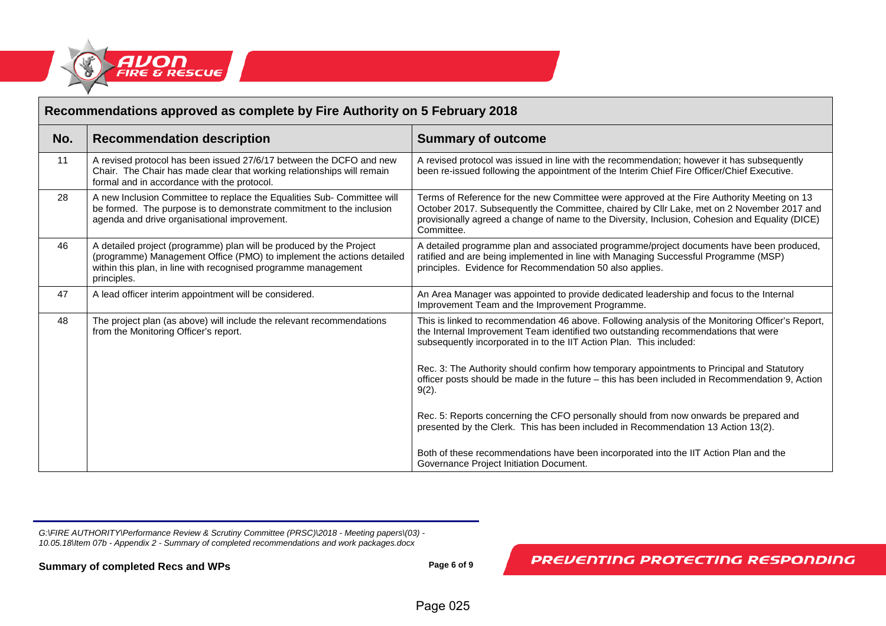| Recommendations approved as complete by Fire Authority on 5 February 2018 | | |
|---|---|---|
| **No.** | **Recommendation description** | **Summary of outcome** |
| 11 | A revised protocol has been issued 27/6/17 between the DCFO and new Chair. The Chair has made clear that working relationships will remain formal and in accordance with the protocol. | A revised protocol was issued in line with the recommendation; however it has subsequently been re-issued following the appointment of the Interim Chief Fire Officer/Chief Executive. |
| 28 | A new Inclusion Committee to replace the Equalities Sub- Committee will be formed. The purpose is to demonstrate commitment to the inclusion agenda and drive organisational improvement. | Terms of Reference for the new Committee were approved at the Fire Authority Meeting on 13 October 2017. Subsequently the Committee, chaired by Cllr Lake, met on 2 November 2017 and provisionally agreed a change of name to the Diversity, Inclusion, Cohesion and Equality (DICE) Committee. |
| 46 | A detailed project (programme) plan will be produced by the Project (programme) Management Office (PMO) to implement the actions detailed within this plan, in line with recognised programme management principles. | A detailed programme plan and associated programme/project documents have been produced, ratified and are being implemented in line with Managing Successful Programme (MSP) principles. Evidence for Recommendation 50 also applies. |
| 47 | A lead officer interim appointment will be considered. | An Area Manager was appointed to provide dedicated leadership and focus to the Internal Improvement Team and the Improvement Programme. |
| 48 | The project plan (as above) will include the relevant recommendations from the Monitoring Officer's report. | This is linked to recommendation 46 above. Following analysis of the Monitoring Officer's Report, the Internal Improvement Team identified two outstanding recommendations that were subsequently incorporated in to the IIT Action Plan. This included:<br><br>Rec. 3: The Authority should confirm how temporary appointments to Principal and Statutory officer posts should be made in the future – this has been included in Recommendation 9, Action 9(2).<br><br>Rec. 5: Reports concerning the CFO personally should from now onwards be prepared and presented by the Clerk. This has been included in Recommendation 13 Action 13(2).<br><br>Both of these recommendations have been incorporated into the IIT Action Plan and the Governance Project Initiation Document. |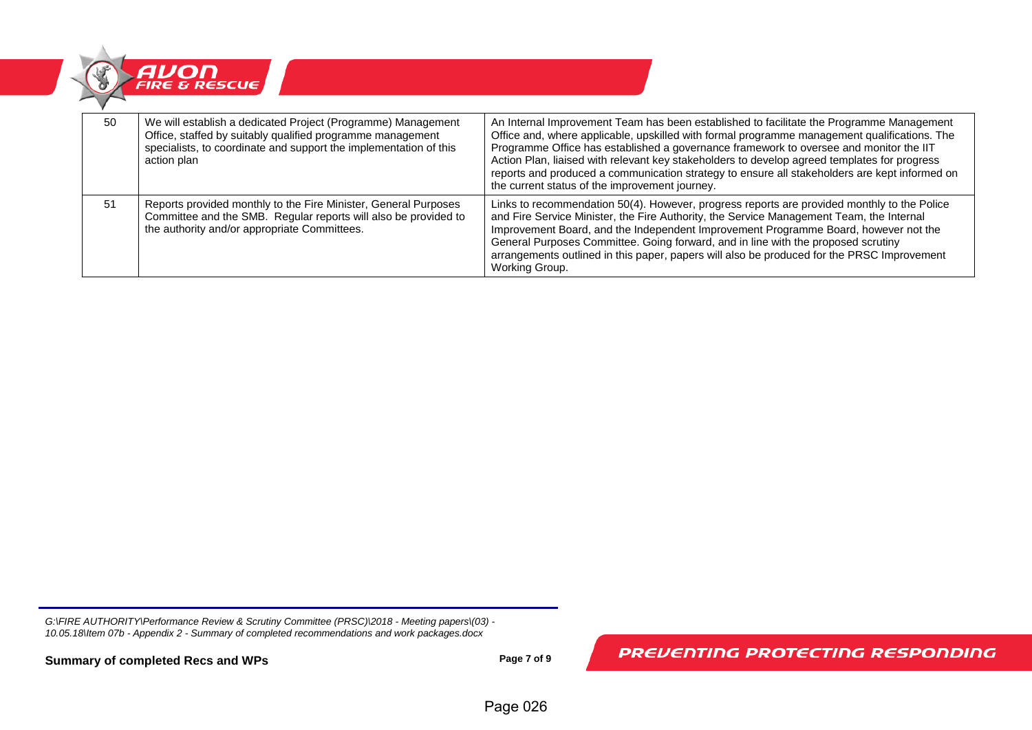| | | |
|---|---|---|
| 50 | We will establish a dedicated Project (Programme) Management Office, staffed by suitably qualified programme management specialists, to coordinate and support the implementation of this action plan | An Internal Improvement Team has been established to facilitate the Programme Management Office and, where applicable, upskilled with formal programme management qualifications. The Programme Office has established a governance framework to oversee and monitor the IIT Action Plan, liaised with relevant key stakeholders to develop agreed templates for progress reports and produced a communication strategy to ensure all stakeholders are kept informed on the current status of the improvement journey. |
| 51 | Reports provided monthly to the Fire Minister, General Purposes Committee and the SMB. Regular reports will also be provided to the authority and/or appropriate Committees. | Links to recommendation 50(4). However, progress reports are provided monthly to the Police and Fire Service Minister, the Fire Authority, the Service Management Team, the Internal Improvement Board, and the Independent Improvement Programme Board, however not the General Purposes Committee. Going forward, and in line with the proposed scrutiny arrangements outlined in this paper, papers will also be produced for the PRSC Improvement Working Group. |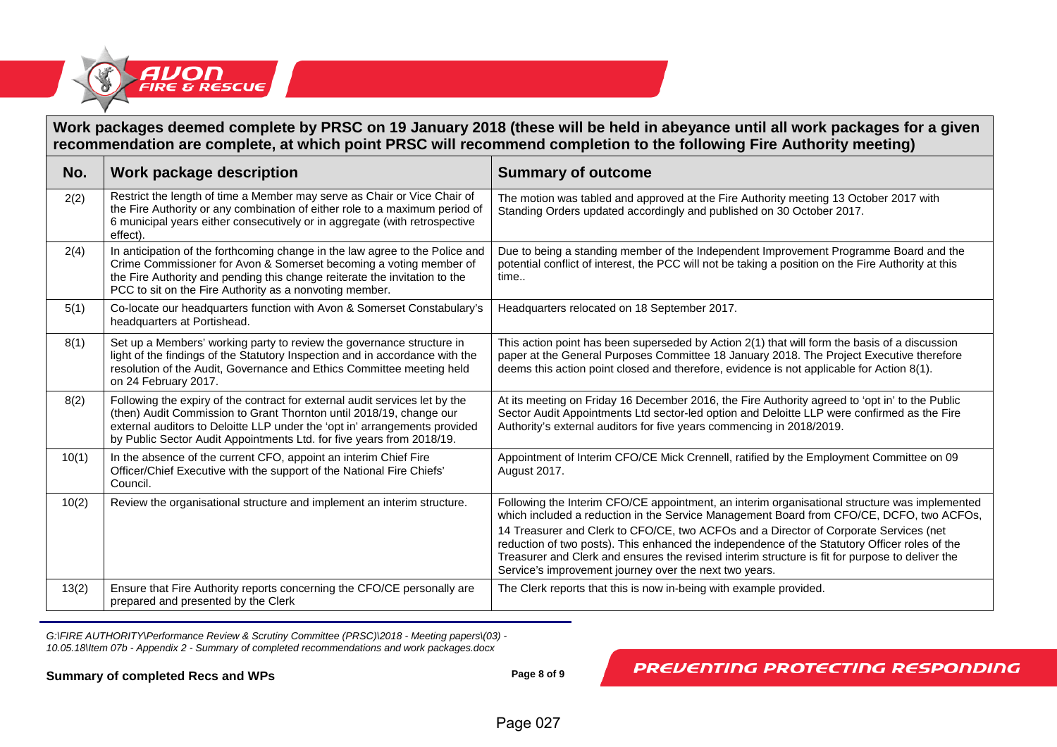**Work packages deemed complete by PRSC on 19 January 2018 (these will be held in abeyance until all work packages for a given recommendation are complete, at which point PRSC will recommend completion to the following Fire Authority meeting)**

| No. | Work package description | Summary of outcome |
|---|---|---|
| 2(2) | Restrict the length of time a Member may serve as Chair or Vice Chair of the Fire Authority or any combination of either role to a maximum period of 6 municipal years either consecutively or in aggregate (with retrospective effect). | The motion was tabled and approved at the Fire Authority meeting 13 October 2017 with Standing Orders updated accordingly and published on 30 October 2017. |
| 2(4) | In anticipation of the forthcoming change in the law agree to the Police and Crime Commissioner for Avon & Somerset becoming a voting member of the Fire Authority and pending this change reiterate the invitation to the PCC to sit on the Fire Authority as a nonvoting member. | Due to being a standing member of the Independent Improvement Programme Board and the potential conflict of interest, the PCC will not be taking a position on the Fire Authority at this time.. |
| 5(1) | Co-locate our headquarters function with Avon & Somerset Constabulary's headquarters at Portishead. | Headquarters relocated on 18 September 2017. |
| 8(1) | Set up a Members' working party to review the governance structure in light of the findings of the Statutory Inspection and in accordance with the resolution of the Audit, Governance and Ethics Committee meeting held on 24 February 2017. | This action point has been superseded by Action 2(1) that will form the basis of a discussion paper at the General Purposes Committee 18 January 2018. The Project Executive therefore deems this action point closed and therefore, evidence is not applicable for Action 8(1). |
| 8(2) | Following the expiry of the contract for external audit services let by the (then) Audit Commission to Grant Thornton until 2018/19, change our external auditors to Deloitte LLP under the 'opt in' arrangements provided by Public Sector Audit Appointments Ltd. for five years from 2018/19. | At its meeting on Friday 16 December 2016, the Fire Authority agreed to 'opt in' to the Public Sector Audit Appointments Ltd sector-led option and Deloitte LLP were confirmed as the Fire Authority's external auditors for five years commencing in 2018/2019. |
| 10(1) | In the absence of the current CFO, appoint an interim Chief Fire Officer/Chief Executive with the support of the National Fire Chiefs' Council. | Appointment of Interim CFO/CE Mick Crennell, ratified by the Employment Committee on 09 August 2017. |
| 10(2) | Review the organisational structure and implement an interim structure. | Following the Interim CFO/CE appointment, an interim organisational structure was implemented which included a reduction in the Service Management Board from CFO/CE, DCFO, two ACFOs, 14 Treasurer and Clerk to CFO/CE, two ACFOs and a Director of Corporate Services (net reduction of two posts). This enhanced the independence of the Statutory Officer roles of the Treasurer and Clerk and ensures the revised interim structure is fit for purpose to deliver the Service's improvement journey over the next two years. |
| 13(2) | Ensure that Fire Authority reports concerning the CFO/CE personally are prepared and presented by the Clerk | The Clerk reports that this is now in-being with example provided. |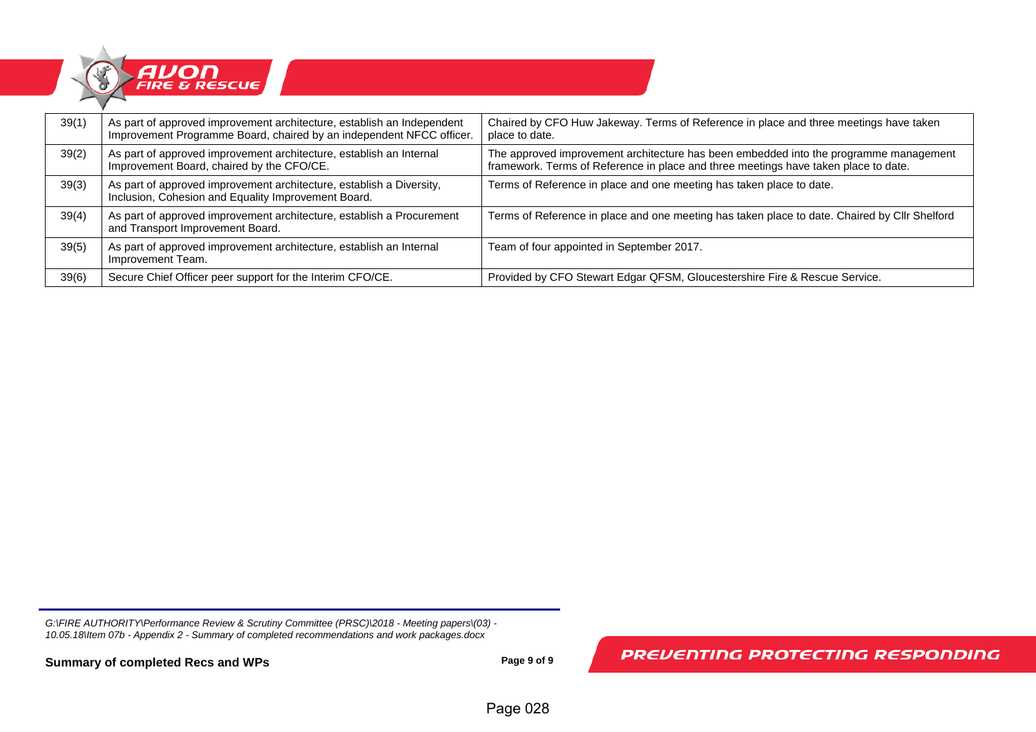| | | |
|---|---|---|
| 39(1) | As part of approved improvement architecture, establish an Independent Improvement Programme Board, chaired by an independent NFCC officer. | Chaired by CFO Huw Jakeway. Terms of Reference in place and three meetings have taken place to date. |
| 39(2) | As part of approved improvement architecture, establish an Internal Improvement Board, chaired by the CFO/CE. | The approved improvement architecture has been embedded into the programme management framework. Terms of Reference in place and three meetings have taken place to date. |
| 39(3) | As part of approved improvement architecture, establish a Diversity, Inclusion, Cohesion and Equality Improvement Board. | Terms of Reference in place and one meeting has taken place to date. |
| 39(4) | As part of approved improvement architecture, establish a Procurement and Transport Improvement Board. | Terms of Reference in place and one meeting has taken place to date. Chaired by Cllr Shelford |
| 39(5) | As part of approved improvement architecture, establish an Internal Improvement Team. | Team of four appointed in September 2017. |
| 39(6) | Secure Chief Officer peer support for the Interim CFO/CE. | Provided by CFO Stewart Edgar QFSM, Gloucestershire Fire & Rescue Service. |